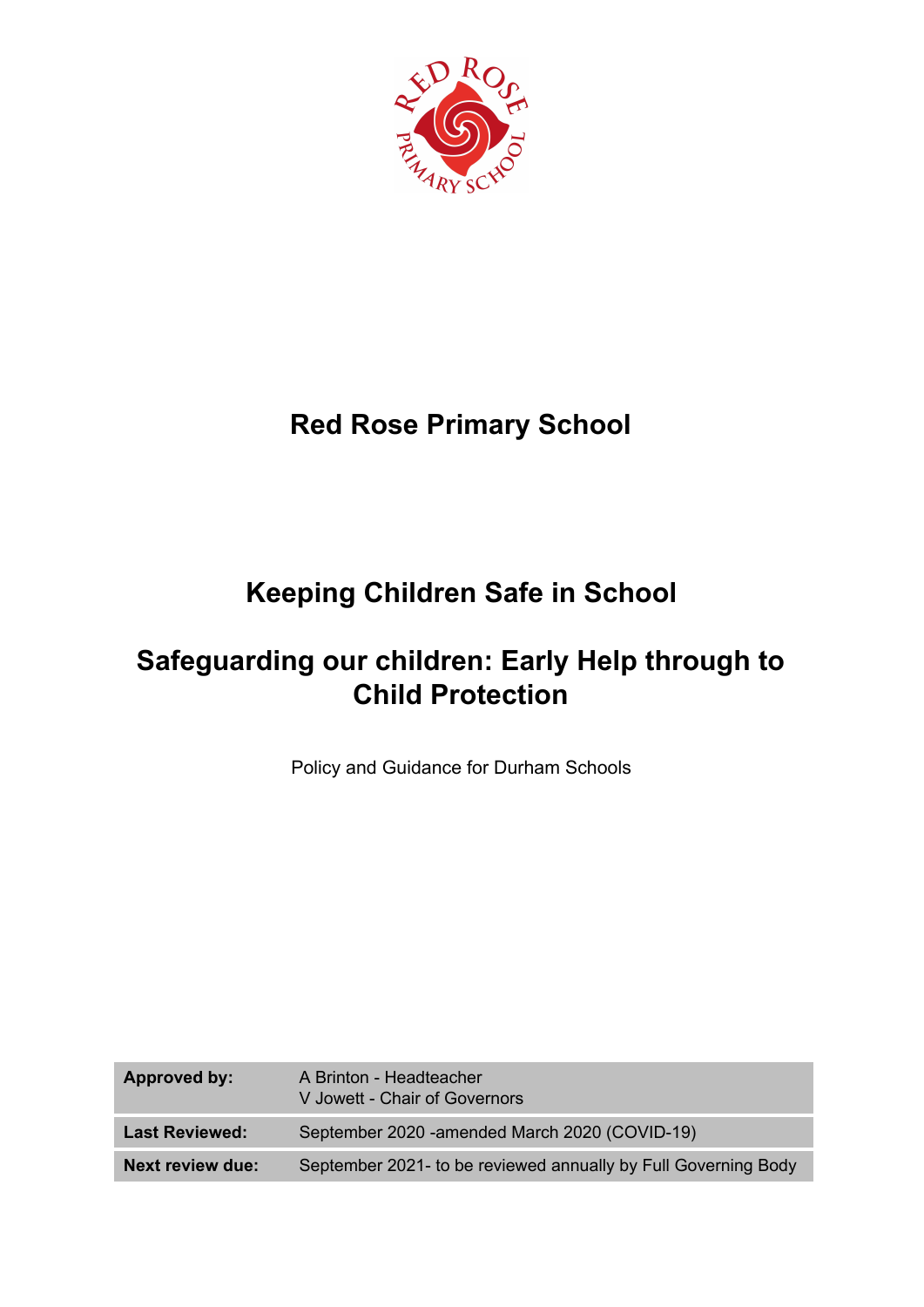# Red Rose Primary School

## Keeping Children Safe in School

## Safeguarding our children: Early Help through to Child Protection

Policy and Guidance for Durham Schools

| **Approved by:** | A Brinton - Headteacher<br>V Jowett - Chair of Governors |
|---|---|
| **Last Reviewed:** | September 2020 -amended March 2020 (COVID-19) |
| **Next review due:** | September 2021- to be reviewed annually by Full Governing Body |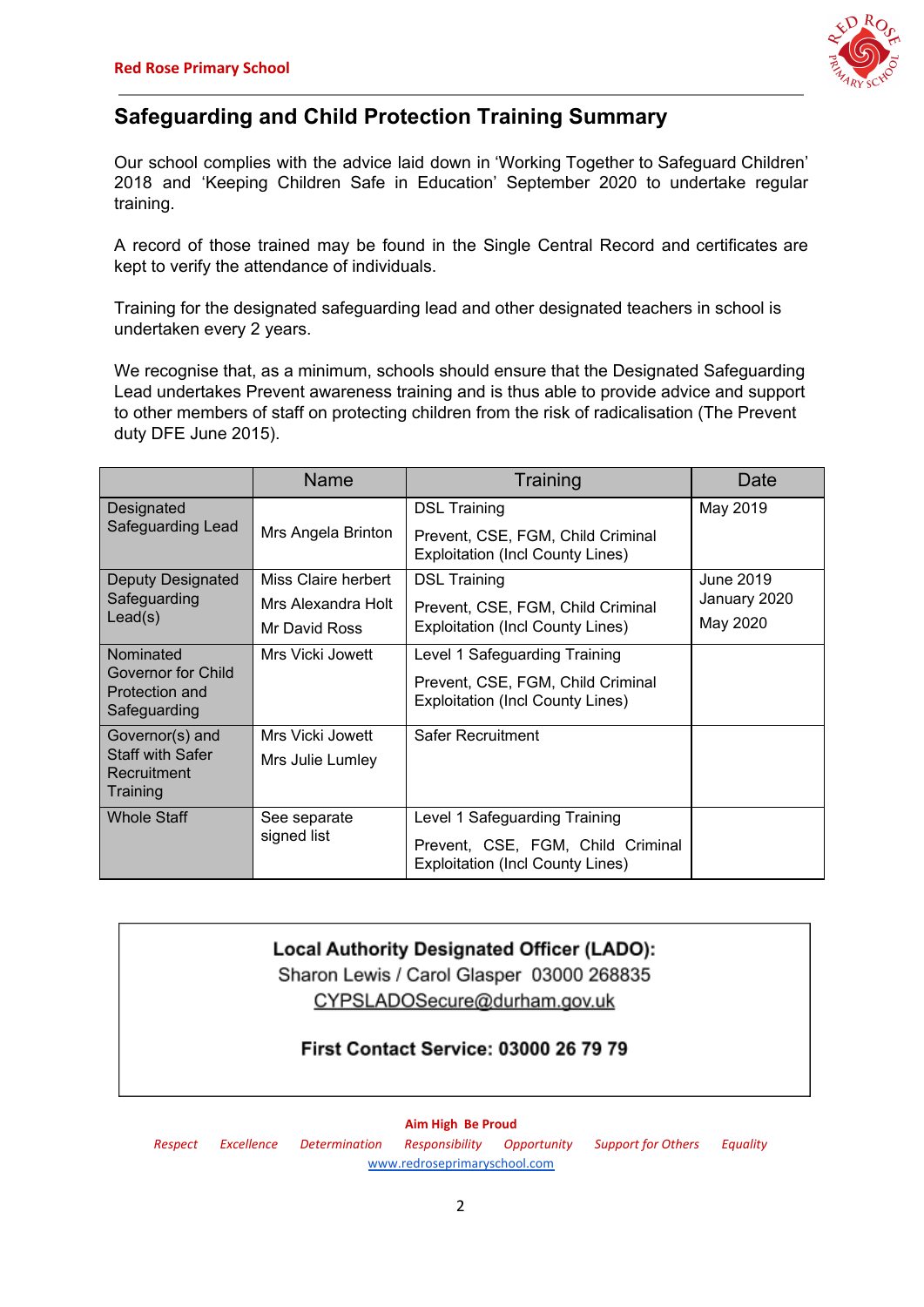## Safeguarding and Child Protection Training Summary

Our school complies with the advice laid down in 'Working Together to Safeguard Children' 2018 and 'Keeping Children Safe in Education' September 2020 to undertake regular training.

A record of those trained may be found in the Single Central Record and certificates are kept to verify the attendance of individuals.

Training for the designated safeguarding lead and other designated teachers in school is undertaken every 2 years.

We recognise that, as a minimum, schools should ensure that the Designated Safeguarding Lead undertakes Prevent awareness training and is thus able to provide advice and support to other members of staff on protecting children from the risk of radicalisation (The Prevent duty DFE June 2015).

| | Name | Training | Date |
|---|---|---|---|
| Designated Safeguarding Lead | Mrs Angela Brinton | DSL Training<br>Prevent, CSE, FGM, Child Criminal Exploitation (Incl County Lines) | May 2019 |
| Deputy Designated Safeguarding Lead(s) | Miss Claire herbert<br>Mrs Alexandra Holt<br>Mr David Ross | DSL Training<br>Prevent, CSE, FGM, Child Criminal Exploitation (Incl County Lines) | June 2019<br>January 2020<br>May 2020 |
| Nominated Governor for Child Protection and Safeguarding | Mrs Vicki Jowett | Level 1 Safeguarding Training<br>Prevent, CSE, FGM, Child Criminal Exploitation (Incl County Lines) | |
| Governor(s) and Staff with Safer Recruitment Training | Mrs Vicki Jowett<br>Mrs Julie Lumley | Safer Recruitment | |
| Whole Staff | See separate signed list | Level 1 Safeguarding Training<br>Prevent, CSE, FGM, Child Criminal Exploitation (Incl County Lines) | |

**Local Authority Designated Officer (LADO):**
Sharon Lewis / Carol Glasper 03000 268835
CYPSLADOSecure@durham.gov.uk

**First Contact Service: 03000 26 79 79**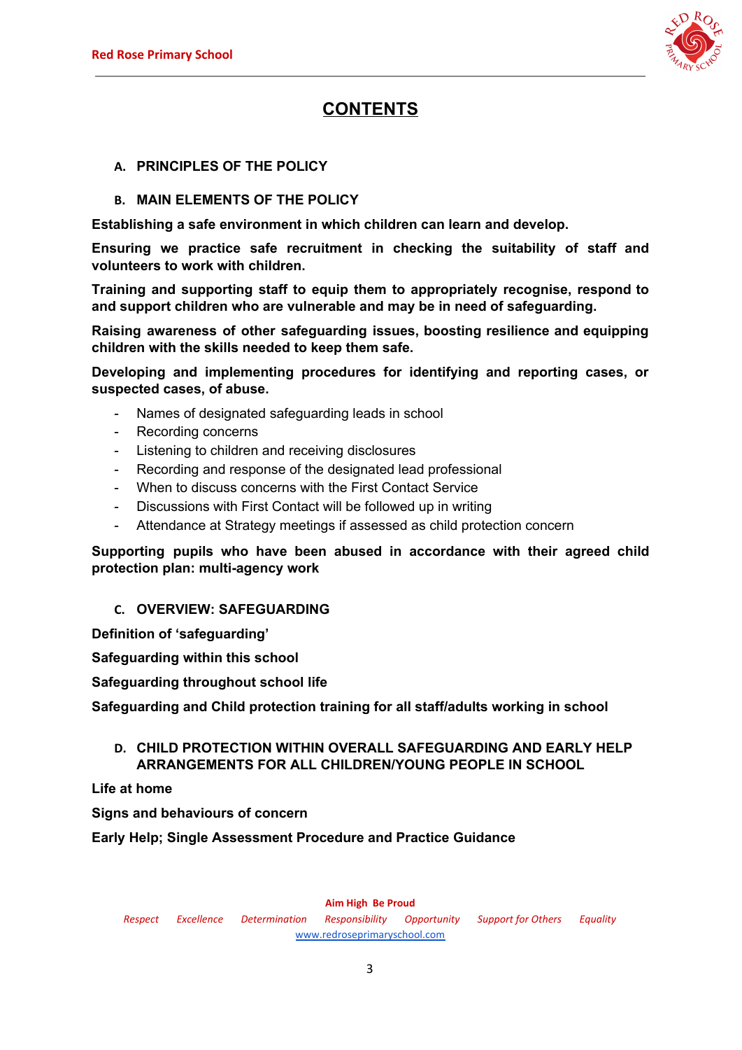# CONTENTS

## A. PRINCIPLES OF THE POLICY

## B. MAIN ELEMENTS OF THE POLICY

**Establishing a safe environment in which children can learn and develop.**

**Ensuring we practice safe recruitment in checking the suitability of staff and volunteers to work with children.**

**Training and supporting staff to equip them to appropriately recognise, respond to and support children who are vulnerable and may be in need of safeguarding.**

**Raising awareness of other safeguarding issues, boosting resilience and equipping children with the skills needed to keep them safe.**

**Developing and implementing procedures for identifying and reporting cases, or suspected cases, of abuse.**

- Names of designated safeguarding leads in school
- Recording concerns
- Listening to children and receiving disclosures
- Recording and response of the designated lead professional
- When to discuss concerns with the First Contact Service
- Discussions with First Contact will be followed up in writing
- Attendance at Strategy meetings if assessed as child protection concern

**Supporting pupils who have been abused in accordance with their agreed child protection plan: multi-agency work**

## C. OVERVIEW: SAFEGUARDING

**Definition of 'safeguarding'**

**Safeguarding within this school**

**Safeguarding throughout school life**

**Safeguarding and Child protection training for all staff/adults working in school**

## D. CHILD PROTECTION WITHIN OVERALL SAFEGUARDING AND EARLY HELP ARRANGEMENTS FOR ALL CHILDREN/YOUNG PEOPLE IN SCHOOL

**Life at home**

**Signs and behaviours of concern**

**Early Help; Single Assessment Procedure and Practice Guidance**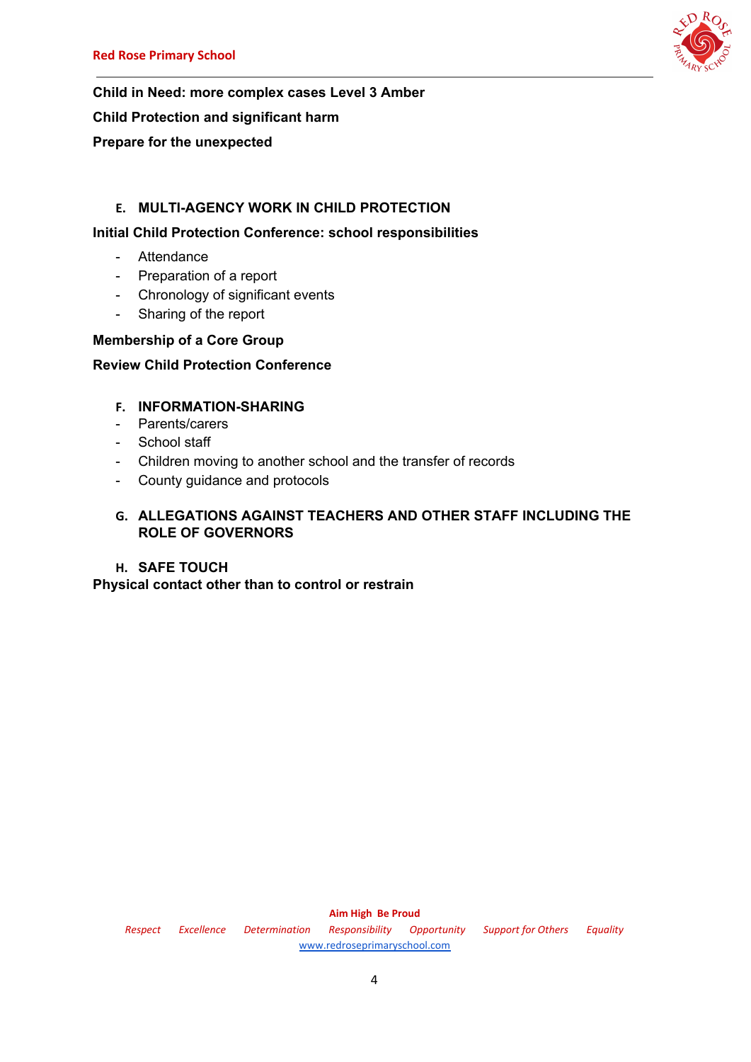**Child in Need: more complex cases Level 3 Amber**

**Child Protection and significant harm**

**Prepare for the unexpected**

## E. MULTI-AGENCY WORK IN CHILD PROTECTION

**Initial Child Protection Conference: school responsibilities**

- Attendance
- Preparation of a report
- Chronology of significant events
- Sharing of the report

**Membership of a Core Group**

**Review Child Protection Conference**

## F. INFORMATION-SHARING

- Parents/carers
- School staff
- Children moving to another school and the transfer of records
- County guidance and protocols

## G. ALLEGATIONS AGAINST TEACHERS AND OTHER STAFF INCLUDING THE ROLE OF GOVERNORS

## H. SAFE TOUCH

**Physical contact other than to control or restrain**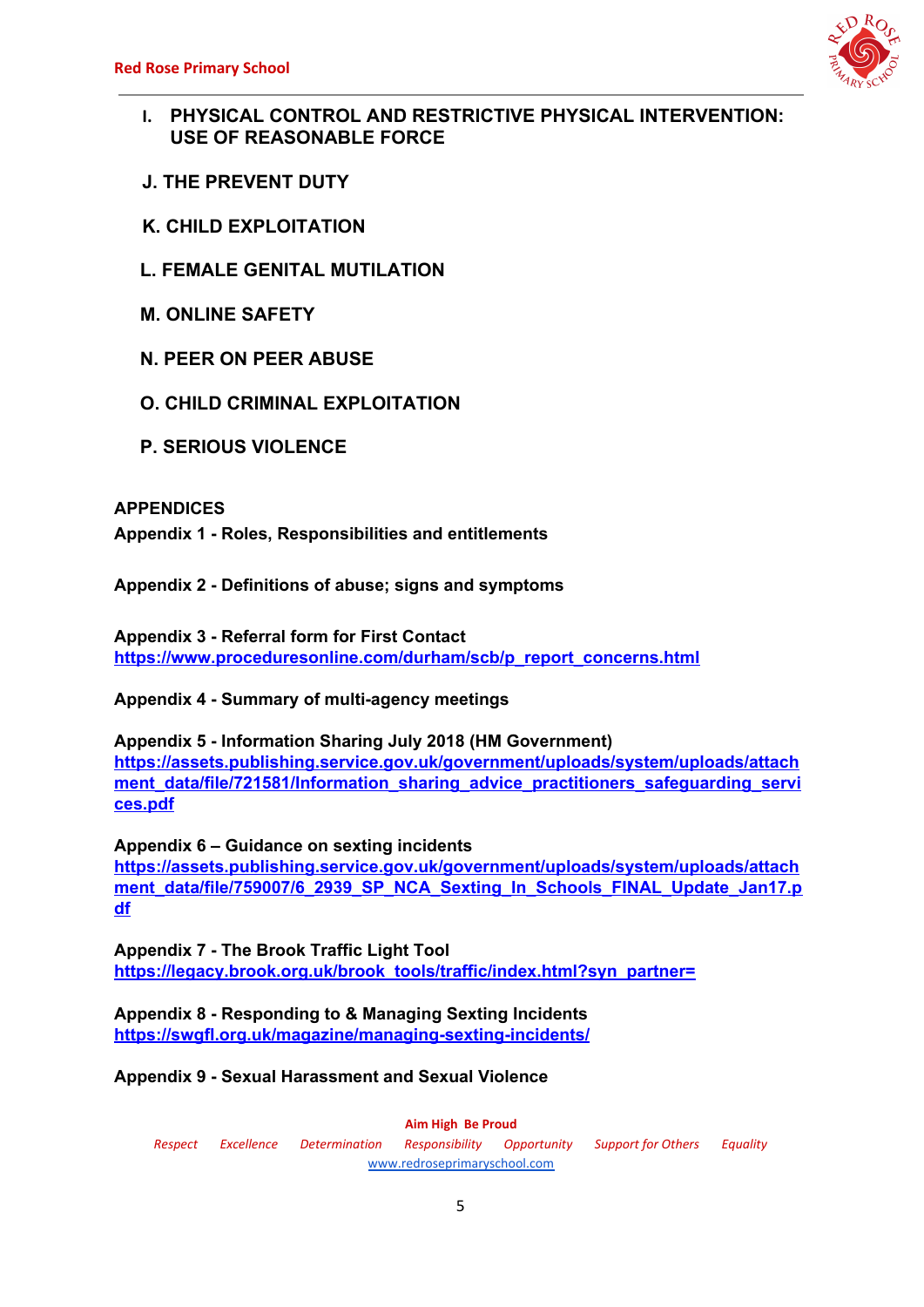**I. PHYSICAL CONTROL AND RESTRICTIVE PHYSICAL INTERVENTION: USE OF REASONABLE FORCE**

**J. THE PREVENT DUTY**

**K. CHILD EXPLOITATION**

**L. FEMALE GENITAL MUTILATION**

**M. ONLINE SAFETY**

**N. PEER ON PEER ABUSE**

**O. CHILD CRIMINAL EXPLOITATION**

**P. SERIOUS VIOLENCE**

**APPENDICES**

**Appendix 1 - Roles, Responsibilities and entitlements**

**Appendix 2 - Definitions of abuse; signs and symptoms**

**Appendix 3 - Referral form for First Contact**
**https://www.proceduresonline.com/durham/scb/p_report_concerns.html**

**Appendix 4 - Summary of multi-agency meetings**

**Appendix 5 - Information Sharing July 2018 (HM Government)**
**https://assets.publishing.service.gov.uk/government/uploads/system/uploads/attachment_data/file/721581/Information_sharing_advice_practitioners_safeguarding_services.pdf**

**Appendix 6 – Guidance on sexting incidents**
**https://assets.publishing.service.gov.uk/government/uploads/system/uploads/attachment_data/file/759007/6_2939_SP_NCA_Sexting_In_Schools_FINAL_Update_Jan17.pdf**

**Appendix 7 - The Brook Traffic Light Tool**
**https://legacy.brook.org.uk/brook_tools/traffic/index.html?syn_partner=**

**Appendix 8 - Responding to & Managing Sexting Incidents**
**https://swgfl.org.uk/magazine/managing-sexting-incidents/**

**Appendix 9 - Sexual Harassment and Sexual Violence**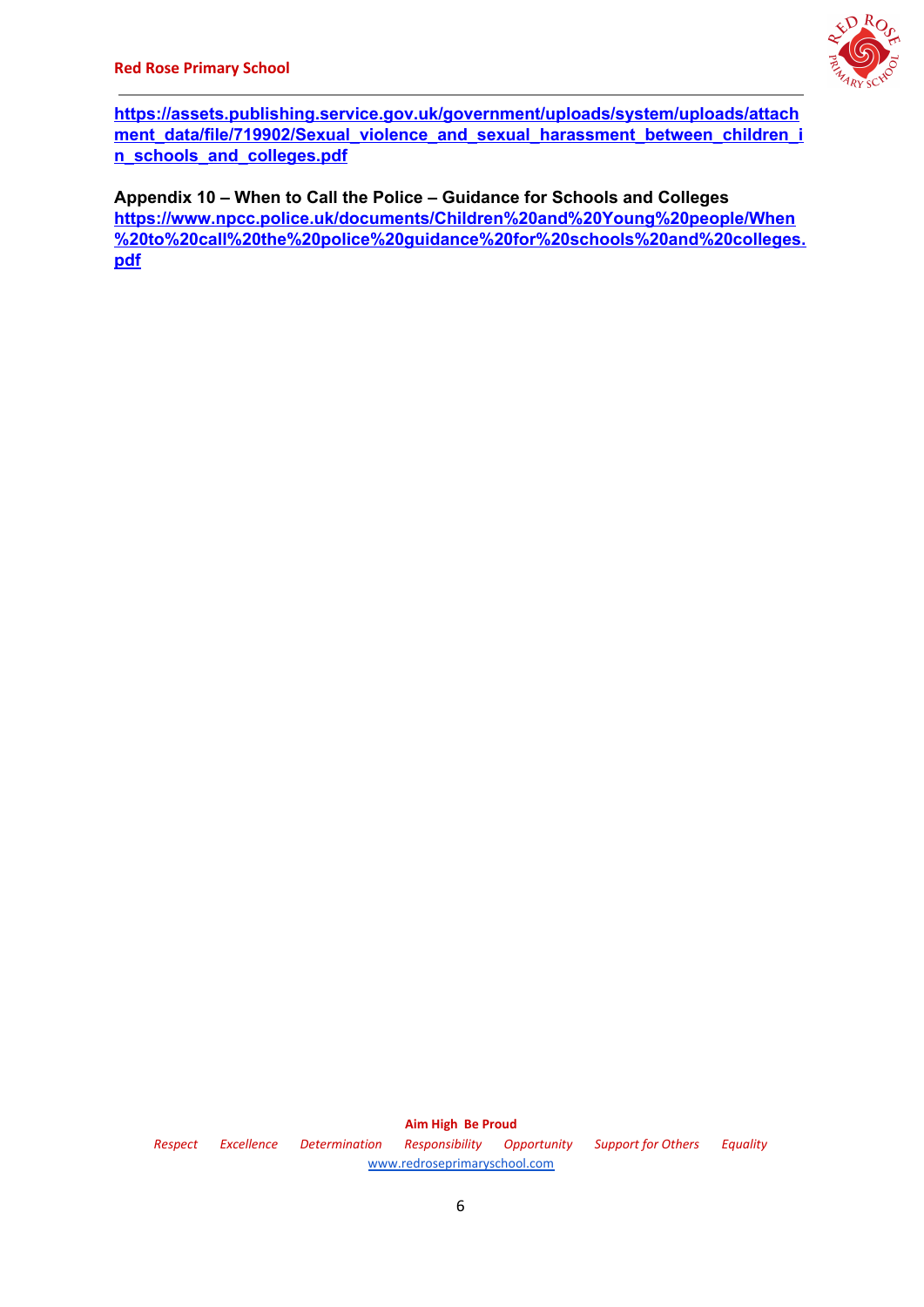https://assets.publishing.service.gov.uk/government/uploads/system/uploads/attachment_data/file/719902/Sexual_violence_and_sexual_harassment_between_children_in_schools_and_colleges.pdf

**Appendix 10 – When to Call the Police – Guidance for Schools and Colleges**
https://www.npcc.police.uk/documents/Children%20and%20Young%20people/When%20to%20call%20the%20police%20guidance%20for%20schools%20and%20colleges.pdf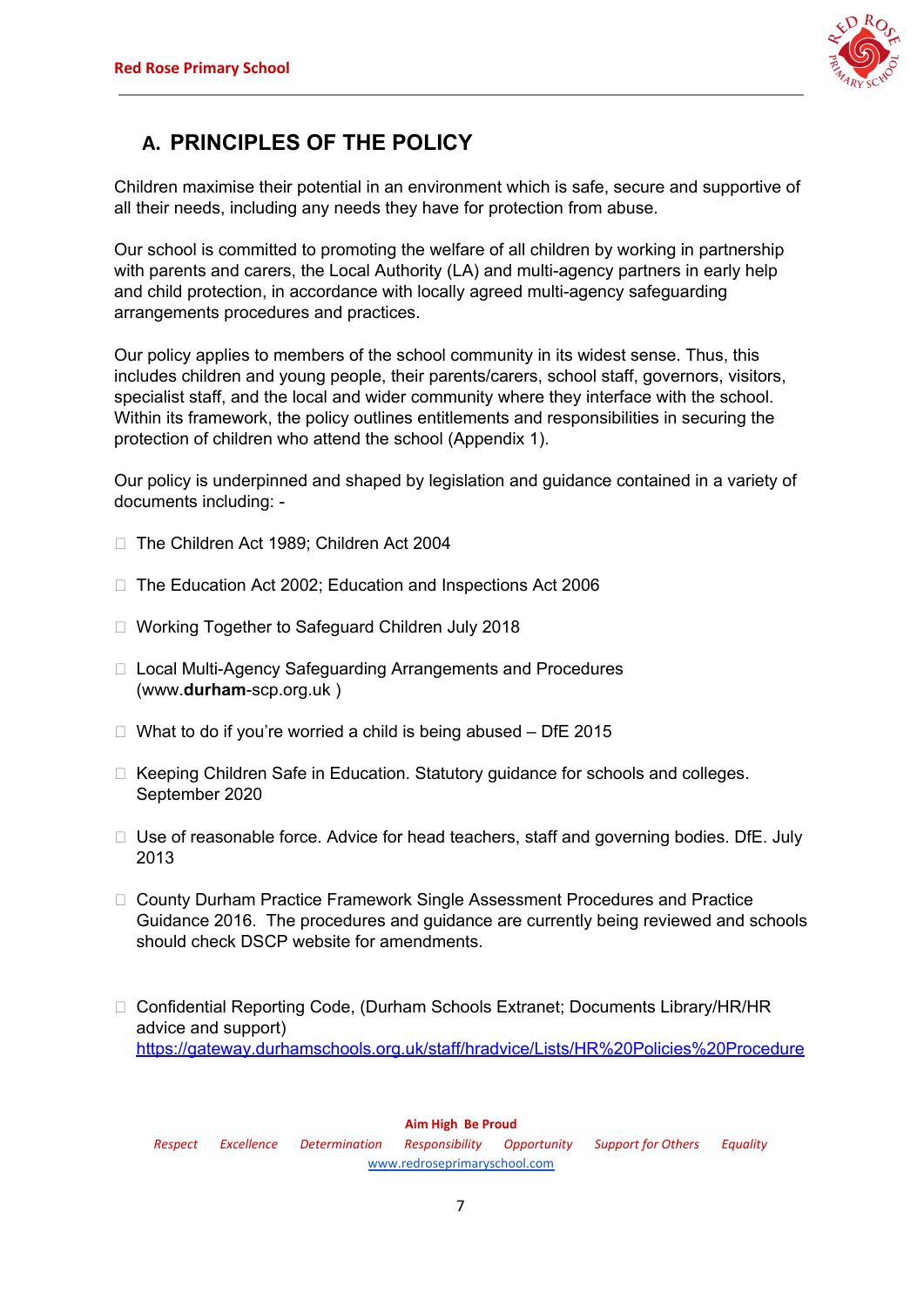## A. PRINCIPLES OF THE POLICY

Children maximise their potential in an environment which is safe, secure and supportive of all their needs, including any needs they have for protection from abuse.

Our school is committed to promoting the welfare of all children by working in partnership with parents and carers, the Local Authority (LA) and multi-agency partners in early help and child protection, in accordance with locally agreed multi-agency safeguarding arrangements procedures and practices.

Our policy applies to members of the school community in its widest sense. Thus, this includes children and young people, their parents/carers, school staff, governors, visitors, specialist staff, and the local and wider community where they interface with the school. Within its framework, the policy outlines entitlements and responsibilities in securing the protection of children who attend the school (Appendix 1).

Our policy is underpinned and shaped by legislation and guidance contained in a variety of documents including: -

- The Children Act 1989; Children Act 2004
- The Education Act 2002; Education and Inspections Act 2006
- Working Together to Safeguard Children July 2018
- Local Multi-Agency Safeguarding Arrangements and Procedures (www.**durham**-scp.org.uk )
- What to do if you're worried a child is being abused – DfE 2015
- Keeping Children Safe in Education. Statutory guidance for schools and colleges. September 2020
- Use of reasonable force. Advice for head teachers, staff and governing bodies. DfE. July 2013
- County Durham Practice Framework Single Assessment Procedures and Practice Guidance 2016. The procedures and guidance are currently being reviewed and schools should check DSCP website for amendments.
- Confidential Reporting Code, (Durham Schools Extranet; Documents Library/HR/HR advice and support) https://gateway.durhamschools.org.uk/staff/hradvice/Lists/HR%20Policies%20Procedure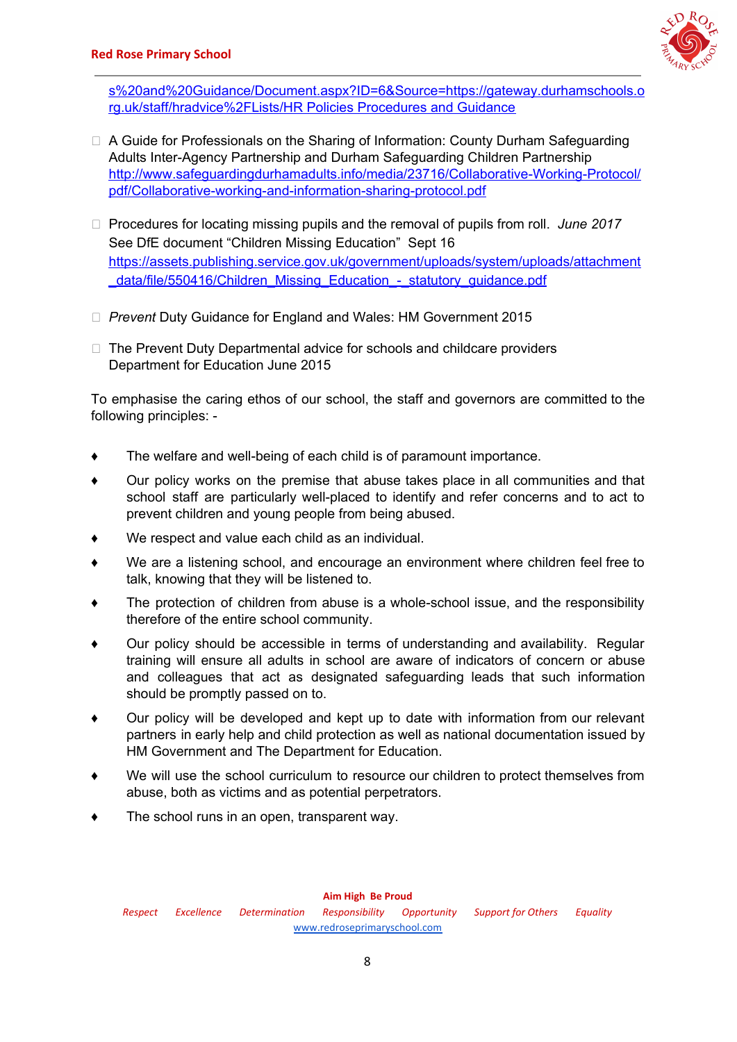s%20and%20Guidance/Document.aspx?ID=6&Source=https://gateway.durhamschools.org.uk/staff/hradvice%2FLists/HR Policies Procedures and Guidance

- A Guide for Professionals on the Sharing of Information: County Durham Safeguarding Adults Inter-Agency Partnership and Durham Safeguarding Children Partnership http://www.safeguardingdurhamadults.info/media/23716/Collaborative-Working-Protocol/pdf/Collaborative-working-and-information-sharing-protocol.pdf

- Procedures for locating missing pupils and the removal of pupils from roll. *June 2017* See DfE document "Children Missing Education" Sept 16 https://assets.publishing.service.gov.uk/government/uploads/system/uploads/attachment_data/file/550416/Children_Missing_Education_-_statutory_guidance.pdf

- *Prevent* Duty Guidance for England and Wales: HM Government 2015

- The Prevent Duty Departmental advice for schools and childcare providers Department for Education June 2015

To emphasise the caring ethos of our school, the staff and governors are committed to the following principles: -

- The welfare and well-being of each child is of paramount importance.
- Our policy works on the premise that abuse takes place in all communities and that school staff are particularly well-placed to identify and refer concerns and to act to prevent children and young people from being abused.
- We respect and value each child as an individual.
- We are a listening school, and encourage an environment where children feel free to talk, knowing that they will be listened to.
- The protection of children from abuse is a whole-school issue, and the responsibility therefore of the entire school community.
- Our policy should be accessible in terms of understanding and availability. Regular training will ensure all adults in school are aware of indicators of concern or abuse and colleagues that act as designated safeguarding leads that such information should be promptly passed on to.
- Our policy will be developed and kept up to date with information from our relevant partners in early help and child protection as well as national documentation issued by HM Government and The Department for Education.
- We will use the school curriculum to resource our children to protect themselves from abuse, both as victims and as potential perpetrators.
- The school runs in an open, transparent way.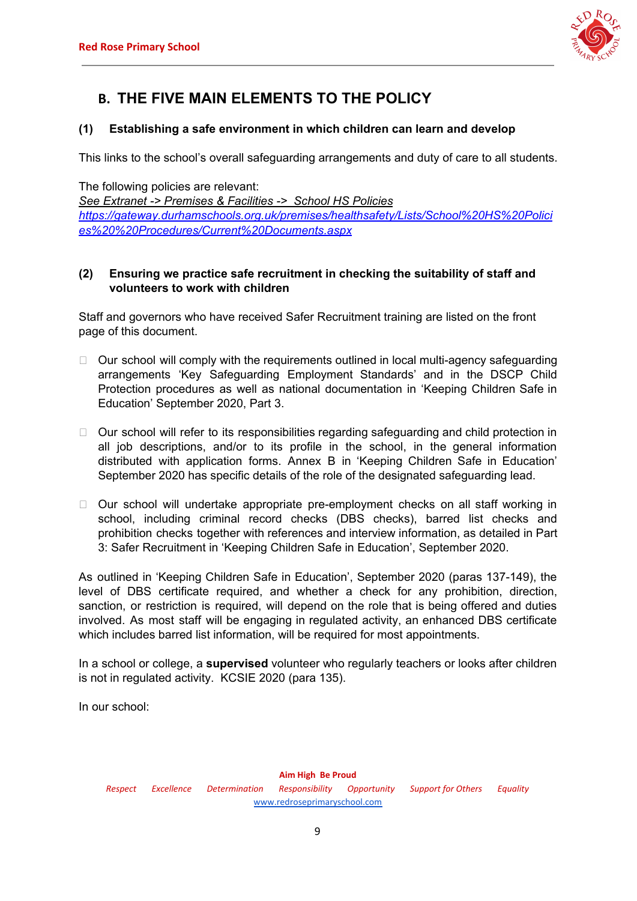## B. THE FIVE MAIN ELEMENTS TO THE POLICY

### (1) Establishing a safe environment in which children can learn and develop

This links to the school's overall safeguarding arrangements and duty of care to all students.

The following policies are relevant:
*See Extranet -> Premises & Facilities -> School HS Policies*
*https://gateway.durhamschools.org.uk/premises/healthsafety/Lists/School%20HS%20Policies%20%20Procedures/Current%20Documents.aspx*

### (2) Ensuring we practice safe recruitment in checking the suitability of staff and volunteers to work with children

Staff and governors who have received Safer Recruitment training are listed on the front page of this document.

- Our school will comply with the requirements outlined in local multi-agency safeguarding arrangements 'Key Safeguarding Employment Standards' and in the DSCP Child Protection procedures as well as national documentation in 'Keeping Children Safe in Education' September 2020, Part 3.
- Our school will refer to its responsibilities regarding safeguarding and child protection in all job descriptions, and/or to its profile in the school, in the general information distributed with application forms. Annex B in 'Keeping Children Safe in Education' September 2020 has specific details of the role of the designated safeguarding lead.
- Our school will undertake appropriate pre-employment checks on all staff working in school, including criminal record checks (DBS checks), barred list checks and prohibition checks together with references and interview information, as detailed in Part 3: Safer Recruitment in 'Keeping Children Safe in Education', September 2020.

As outlined in 'Keeping Children Safe in Education', September 2020 (paras 137-149), the level of DBS certificate required, and whether a check for any prohibition, direction, sanction, or restriction is required, will depend on the role that is being offered and duties involved. As most staff will be engaging in regulated activity, an enhanced DBS certificate which includes barred list information, will be required for most appointments.

In a school or college, a **supervised** volunteer who regularly teachers or looks after children is not in regulated activity. KCSIE 2020 (para 135).

In our school: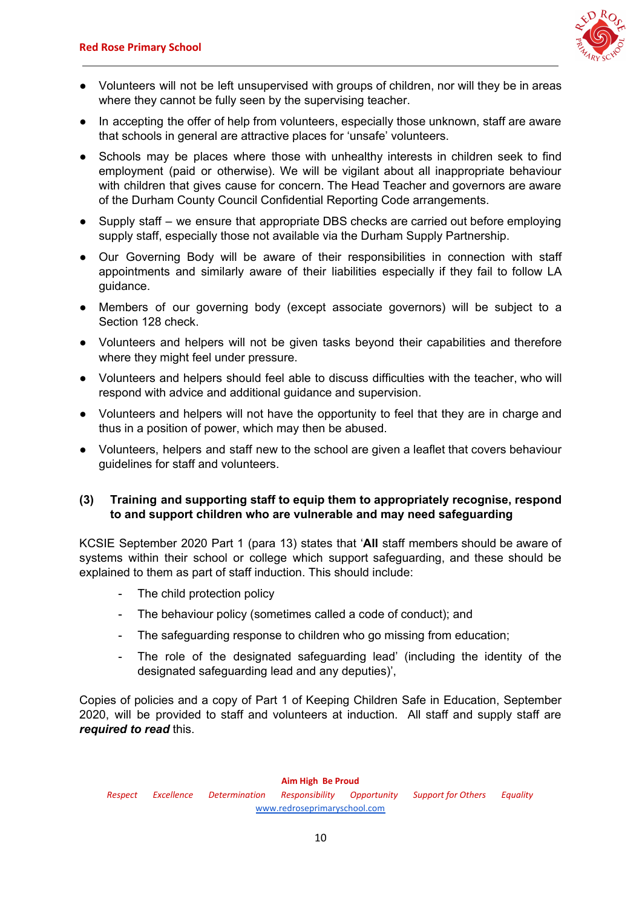- Volunteers will not be left unsupervised with groups of children, nor will they be in areas where they cannot be fully seen by the supervising teacher.
- In accepting the offer of help from volunteers, especially those unknown, staff are aware that schools in general are attractive places for 'unsafe' volunteers.
- Schools may be places where those with unhealthy interests in children seek to find employment (paid or otherwise). We will be vigilant about all inappropriate behaviour with children that gives cause for concern. The Head Teacher and governors are aware of the Durham County Council Confidential Reporting Code arrangements.
- Supply staff – we ensure that appropriate DBS checks are carried out before employing supply staff, especially those not available via the Durham Supply Partnership.
- Our Governing Body will be aware of their responsibilities in connection with staff appointments and similarly aware of their liabilities especially if they fail to follow LA guidance.
- Members of our governing body (except associate governors) will be subject to a Section 128 check.
- Volunteers and helpers will not be given tasks beyond their capabilities and therefore where they might feel under pressure.
- Volunteers and helpers should feel able to discuss difficulties with the teacher, who will respond with advice and additional guidance and supervision.
- Volunteers and helpers will not have the opportunity to feel that they are in charge and thus in a position of power, which may then be abused.
- Volunteers, helpers and staff new to the school are given a leaflet that covers behaviour guidelines for staff and volunteers.

### (3) Training and supporting staff to equip them to appropriately recognise, respond to and support children who are vulnerable and may need safeguarding

KCSIE September 2020 Part 1 (para 13) states that '**All** staff members should be aware of systems within their school or college which support safeguarding, and these should be explained to them as part of staff induction. This should include:

- The child protection policy
- The behaviour policy (sometimes called a code of conduct); and
- The safeguarding response to children who go missing from education;
- The role of the designated safeguarding lead' (including the identity of the designated safeguarding lead and any deputies)',

Copies of policies and a copy of Part 1 of Keeping Children Safe in Education, September 2020, will be provided to staff and volunteers at induction. All staff and supply staff are ***required to read*** this.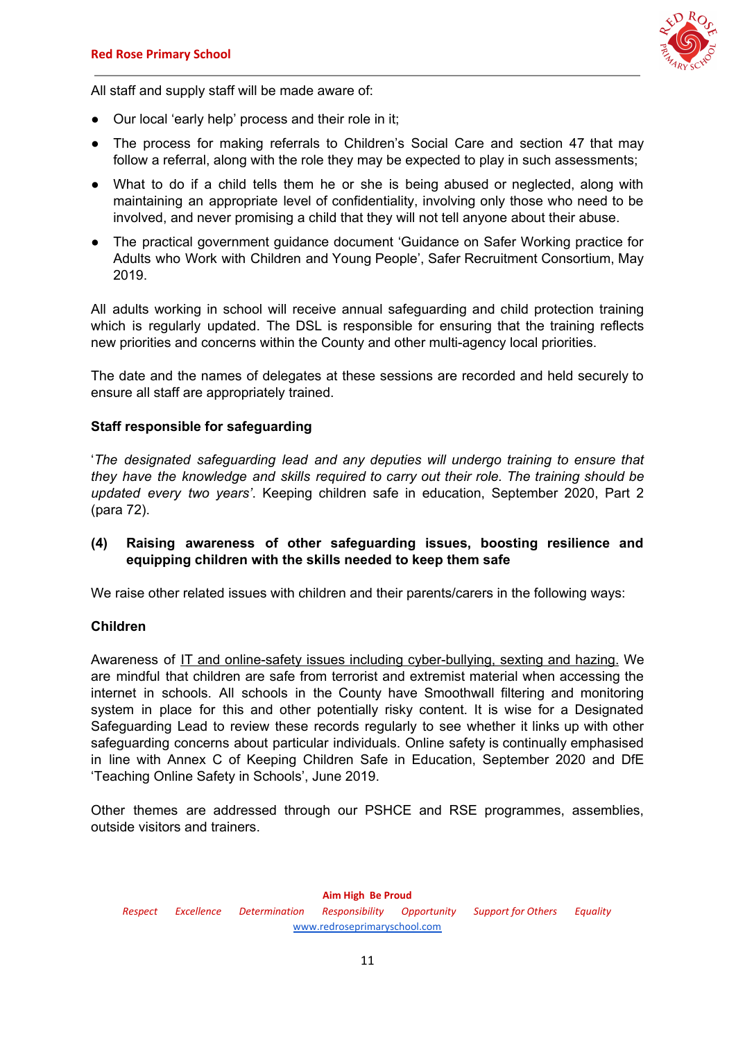All staff and supply staff will be made aware of:

- Our local 'early help' process and their role in it;
- The process for making referrals to Children's Social Care and section 47 that may follow a referral, along with the role they may be expected to play in such assessments;
- What to do if a child tells them he or she is being abused or neglected, along with maintaining an appropriate level of confidentiality, involving only those who need to be involved, and never promising a child that they will not tell anyone about their abuse.
- The practical government guidance document 'Guidance on Safer Working practice for Adults who Work with Children and Young People', Safer Recruitment Consortium, May 2019.

All adults working in school will receive annual safeguarding and child protection training which is regularly updated. The DSL is responsible for ensuring that the training reflects new priorities and concerns within the County and other multi-agency local priorities.

The date and the names of delegates at these sessions are recorded and held securely to ensure all staff are appropriately trained.

**Staff responsible for safeguarding**

'*The designated safeguarding lead and any deputies will undergo training to ensure that they have the knowledge and skills required to carry out their role. The training should be updated every two years'*. Keeping children safe in education, September 2020, Part 2 (para 72).

**(4) Raising awareness of other safeguarding issues, boosting resilience and equipping children with the skills needed to keep them safe**

We raise other related issues with children and their parents/carers in the following ways:

**Children**

Awareness of IT and online-safety issues including cyber-bullying, sexting and hazing. We are mindful that children are safe from terrorist and extremist material when accessing the internet in schools. All schools in the County have Smoothwall filtering and monitoring system in place for this and other potentially risky content. It is wise for a Designated Safeguarding Lead to review these records regularly to see whether it links up with other safeguarding concerns about particular individuals. Online safety is continually emphasised in line with Annex C of Keeping Children Safe in Education, September 2020 and DfE 'Teaching Online Safety in Schools', June 2019.

Other themes are addressed through our PSHCE and RSE programmes, assemblies, outside visitors and trainers.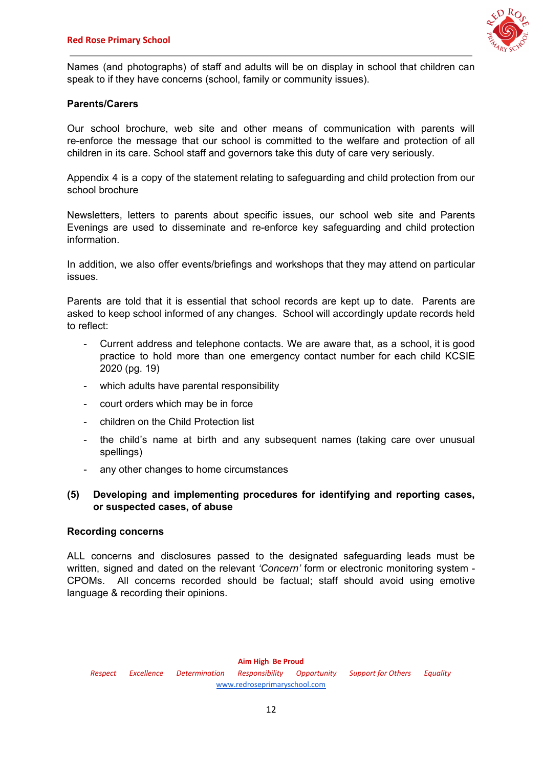Names (and photographs) of staff and adults will be on display in school that children can speak to if they have concerns (school, family or community issues).

**Parents/Carers**

Our school brochure, web site and other means of communication with parents will re-enforce the message that our school is committed to the welfare and protection of all children in its care. School staff and governors take this duty of care very seriously.

Appendix 4 is a copy of the statement relating to safeguarding and child protection from our school brochure

Newsletters, letters to parents about specific issues, our school web site and Parents Evenings are used to disseminate and re-enforce key safeguarding and child protection information.

In addition, we also offer events/briefings and workshops that they may attend on particular issues.

Parents are told that it is essential that school records are kept up to date. Parents are asked to keep school informed of any changes. School will accordingly update records held to reflect:

- Current address and telephone contacts. We are aware that, as a school, it is good practice to hold more than one emergency contact number for each child KCSIE 2020 (pg. 19)
- which adults have parental responsibility
- court orders which may be in force
- children on the Child Protection list
- the child's name at birth and any subsequent names (taking care over unusual spellings)
- any other changes to home circumstances

**(5) Developing and implementing procedures for identifying and reporting cases, or suspected cases, of abuse**

**Recording concerns**

ALL concerns and disclosures passed to the designated safeguarding leads must be written, signed and dated on the relevant *'Concern'* form or electronic monitoring system - CPOMs. All concerns recorded should be factual; staff should avoid using emotive language & recording their opinions.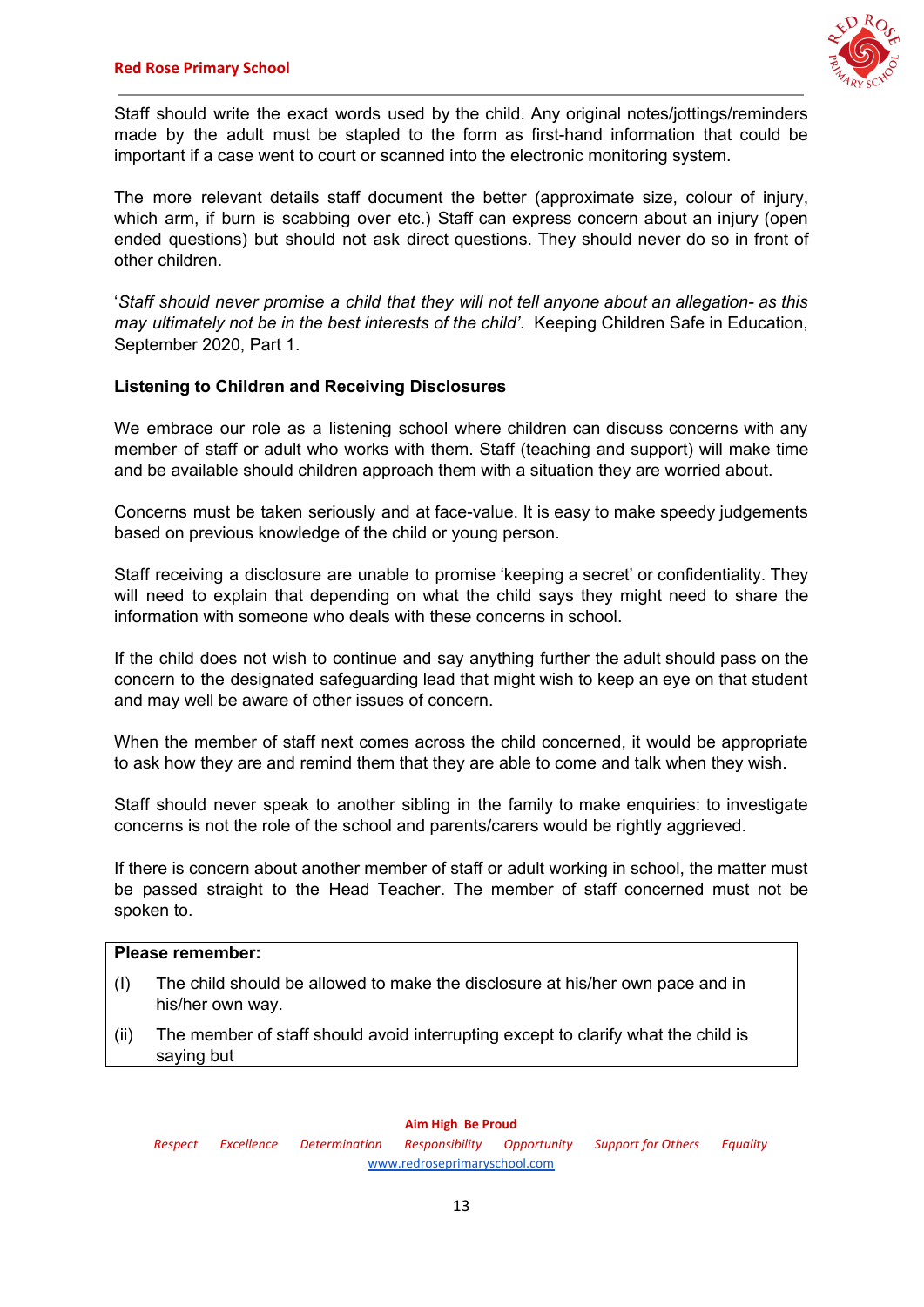Staff should write the exact words used by the child. Any original notes/jottings/reminders made by the adult must be stapled to the form as first-hand information that could be important if a case went to court or scanned into the electronic monitoring system.

The more relevant details staff document the better (approximate size, colour of injury, which arm, if burn is scabbing over etc.) Staff can express concern about an injury (open ended questions) but should not ask direct questions. They should never do so in front of other children.

'*Staff should never promise a child that they will not tell anyone about an allegation- as this may ultimately not be in the best interests of the child'*. Keeping Children Safe in Education, September 2020, Part 1.

**Listening to Children and Receiving Disclosures**

We embrace our role as a listening school where children can discuss concerns with any member of staff or adult who works with them. Staff (teaching and support) will make time and be available should children approach them with a situation they are worried about.

Concerns must be taken seriously and at face-value. It is easy to make speedy judgements based on previous knowledge of the child or young person.

Staff receiving a disclosure are unable to promise 'keeping a secret' or confidentiality. They will need to explain that depending on what the child says they might need to share the information with someone who deals with these concerns in school.

If the child does not wish to continue and say anything further the adult should pass on the concern to the designated safeguarding lead that might wish to keep an eye on that student and may well be aware of other issues of concern.

When the member of staff next comes across the child concerned, it would be appropriate to ask how they are and remind them that they are able to come and talk when they wish.

Staff should never speak to another sibling in the family to make enquiries: to investigate concerns is not the role of the school and parents/carers would be rightly aggrieved.

If there is concern about another member of staff or adult working in school, the matter must be passed straight to the Head Teacher. The member of staff concerned must not be spoken to.

**Please remember:**

(I) The child should be allowed to make the disclosure at his/her own pace and in his/her own way.

(ii) The member of staff should avoid interrupting except to clarify what the child is saying but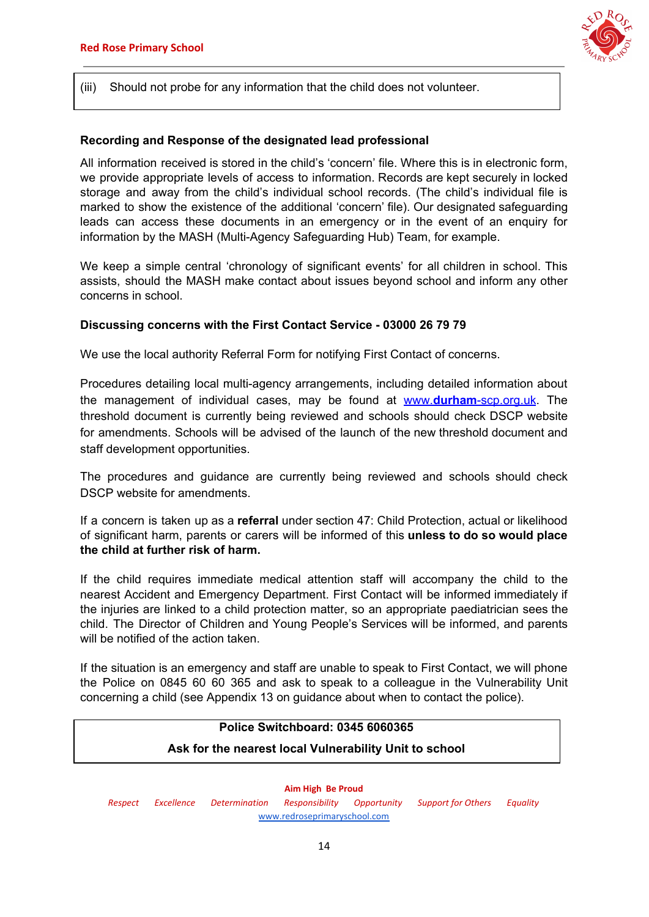(iii) Should not probe for any information that the child does not volunteer.

**Recording and Response of the designated lead professional**

All information received is stored in the child's 'concern' file. Where this is in electronic form, we provide appropriate levels of access to information. Records are kept securely in locked storage and away from the child's individual school records. (The child's individual file is marked to show the existence of the additional 'concern' file). Our designated safeguarding leads can access these documents in an emergency or in the event of an enquiry for information by the MASH (Multi-Agency Safeguarding Hub) Team, for example.

We keep a simple central 'chronology of significant events' for all children in school. This assists, should the MASH make contact about issues beyond school and inform any other concerns in school.

**Discussing concerns with the First Contact Service - 03000 26 79 79**

We use the local authority Referral Form for notifying First Contact of concerns.

Procedures detailing local multi-agency arrangements, including detailed information about the management of individual cases, may be found at www.**durham**-scp.org.uk. The threshold document is currently being reviewed and schools should check DSCP website for amendments. Schools will be advised of the launch of the new threshold document and staff development opportunities.

The procedures and guidance are currently being reviewed and schools should check DSCP website for amendments.

If a concern is taken up as a **referral** under section 47: Child Protection, actual or likelihood of significant harm, parents or carers will be informed of this **unless to do so would place the child at further risk of harm.**

If the child requires immediate medical attention staff will accompany the child to the nearest Accident and Emergency Department. First Contact will be informed immediately if the injuries are linked to a child protection matter, so an appropriate paediatrician sees the child. The Director of Children and Young People's Services will be informed, and parents will be notified of the action taken.

If the situation is an emergency and staff are unable to speak to First Contact, we will phone the Police on 0845 60 60 365 and ask to speak to a colleague in the Vulnerability Unit concerning a child (see Appendix 13 on guidance about when to contact the police).

**Police Switchboard: 0345 6060365**

**Ask for the nearest local Vulnerability Unit to school**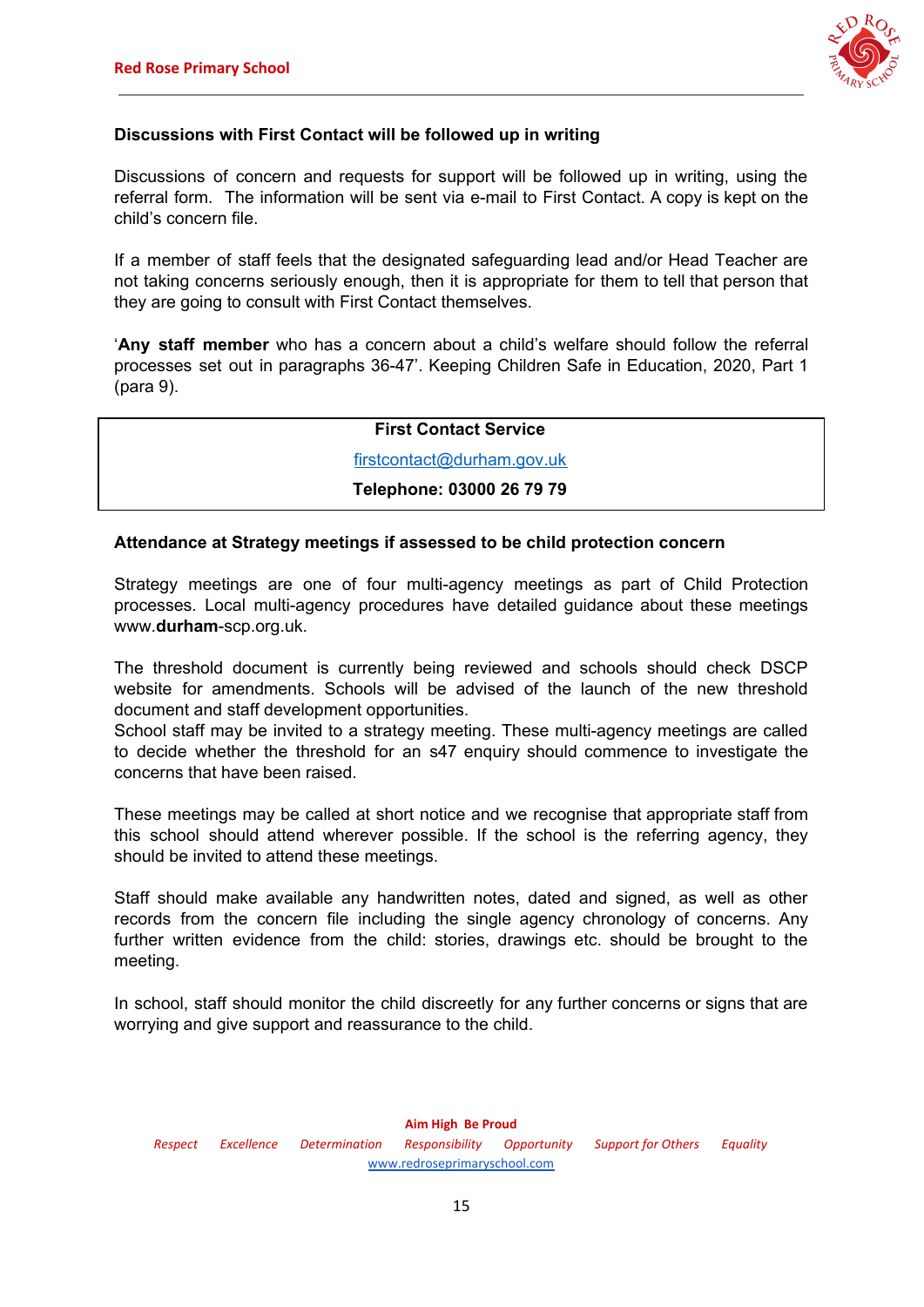### Discussions with First Contact will be followed up in writing

Discussions of concern and requests for support will be followed up in writing, using the referral form. The information will be sent via e-mail to First Contact. A copy is kept on the child's concern file.

If a member of staff feels that the designated safeguarding lead and/or Head Teacher are not taking concerns seriously enough, then it is appropriate for them to tell that person that they are going to consult with First Contact themselves.

'**Any staff member** who has a concern about a child's welfare should follow the referral processes set out in paragraphs 36-47'. Keeping Children Safe in Education, 2020, Part 1 (para 9).

| First Contact Service |
| --- |
| firstcontact@durham.gov.uk |
| **Telephone: 03000 26 79 79** |

### Attendance at Strategy meetings if assessed to be child protection concern

Strategy meetings are one of four multi-agency meetings as part of Child Protection processes. Local multi-agency procedures have detailed guidance about these meetings www.**durham**-scp.org.uk.

The threshold document is currently being reviewed and schools should check DSCP website for amendments. Schools will be advised of the launch of the new threshold document and staff development opportunities.
School staff may be invited to a strategy meeting. These multi-agency meetings are called to decide whether the threshold for an s47 enquiry should commence to investigate the concerns that have been raised.

These meetings may be called at short notice and we recognise that appropriate staff from this school should attend wherever possible. If the school is the referring agency, they should be invited to attend these meetings.

Staff should make available any handwritten notes, dated and signed, as well as other records from the concern file including the single agency chronology of concerns. Any further written evidence from the child: stories, drawings etc. should be brought to the meeting.

In school, staff should monitor the child discreetly for any further concerns or signs that are worrying and give support and reassurance to the child.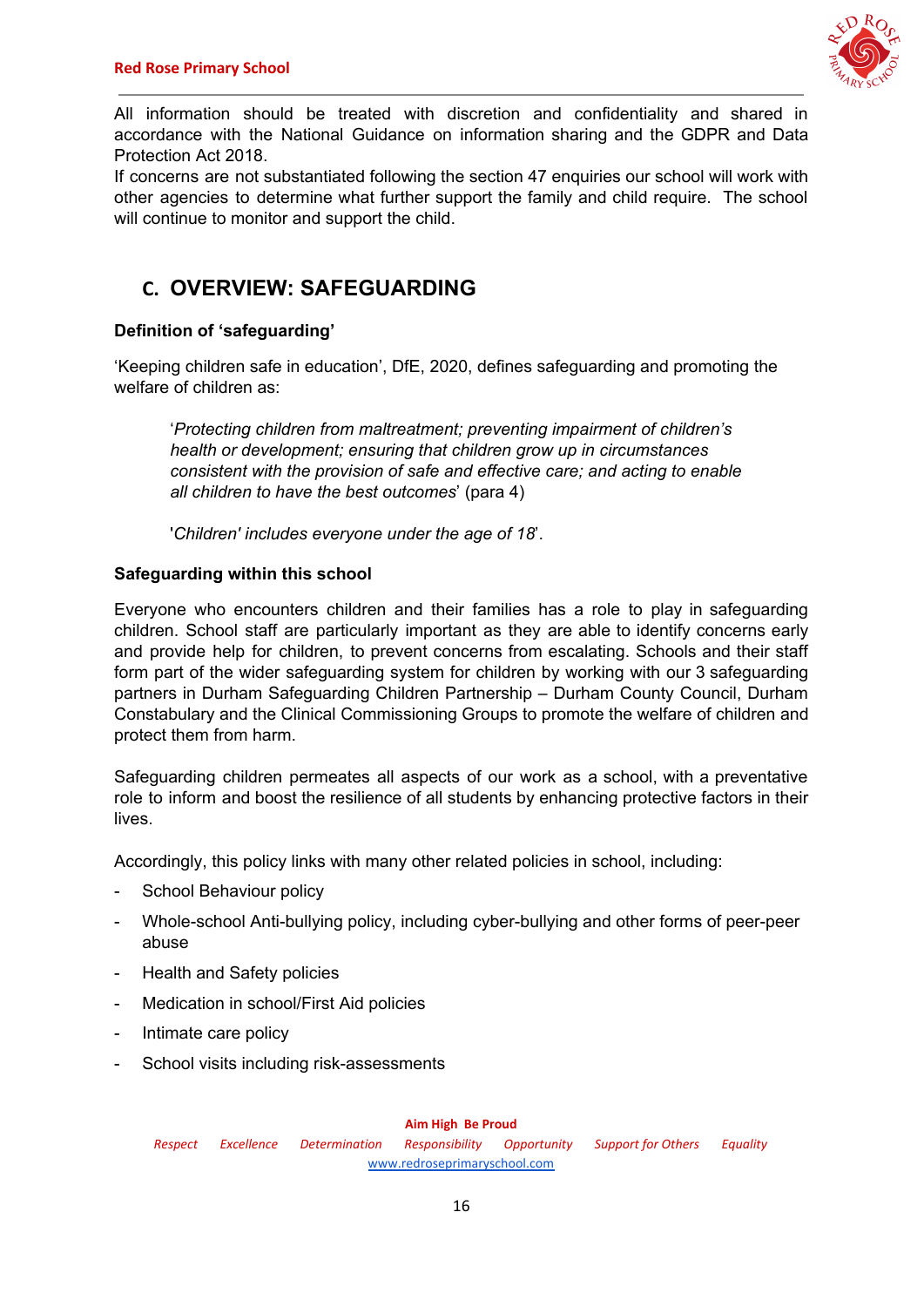All information should be treated with discretion and confidentiality and shared in accordance with the National Guidance on information sharing and the GDPR and Data Protection Act 2018.

If concerns are not substantiated following the section 47 enquiries our school will work with other agencies to determine what further support the family and child require. The school will continue to monitor and support the child.

## C. OVERVIEW: SAFEGUARDING

### Definition of 'safeguarding'

'Keeping children safe in education', DfE, 2020, defines safeguarding and promoting the welfare of children as:

> '*Protecting children from maltreatment; preventing impairment of children's health or development; ensuring that children grow up in circumstances consistent with the provision of safe and effective care; and acting to enable all children to have the best outcomes*' (para 4)
>
> '*Children' includes everyone under the age of 18*'.

### Safeguarding within this school

Everyone who encounters children and their families has a role to play in safeguarding children. School staff are particularly important as they are able to identify concerns early and provide help for children, to prevent concerns from escalating. Schools and their staff form part of the wider safeguarding system for children by working with our 3 safeguarding partners in Durham Safeguarding Children Partnership – Durham County Council, Durham Constabulary and the Clinical Commissioning Groups to promote the welfare of children and protect them from harm.

Safeguarding children permeates all aspects of our work as a school, with a preventative role to inform and boost the resilience of all students by enhancing protective factors in their lives.

Accordingly, this policy links with many other related policies in school, including:

- School Behaviour policy
- Whole-school Anti-bullying policy, including cyber-bullying and other forms of peer-peer abuse
- Health and Safety policies
- Medication in school/First Aid policies
- Intimate care policy
- School visits including risk-assessments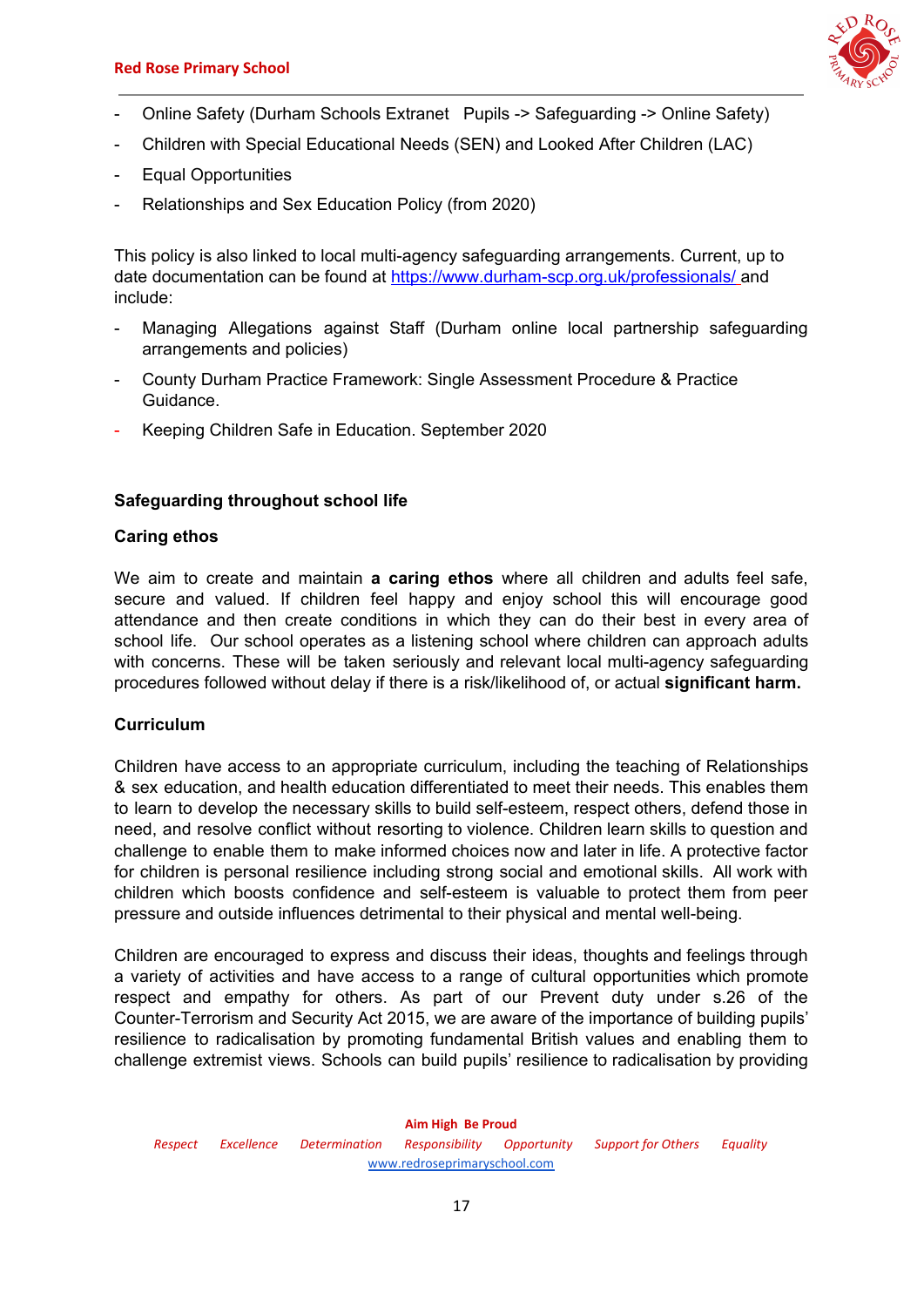- Online Safety (Durham Schools Extranet  Pupils -> Safeguarding -> Online Safety)
- Children with Special Educational Needs (SEN) and Looked After Children (LAC)
- Equal Opportunities
- Relationships and Sex Education Policy (from 2020)

This policy is also linked to local multi-agency safeguarding arrangements. Current, up to date documentation can be found at https://www.durham-scp.org.uk/professionals/ and include:

- Managing Allegations against Staff (Durham online local partnership safeguarding arrangements and policies)
- County Durham Practice Framework: Single Assessment Procedure & Practice Guidance.
- Keeping Children Safe in Education. September 2020

## Safeguarding throughout school life

### Caring ethos

We aim to create and maintain **a caring ethos** where all children and adults feel safe, secure and valued. If children feel happy and enjoy school this will encourage good attendance and then create conditions in which they can do their best in every area of school life. Our school operates as a listening school where children can approach adults with concerns. These will be taken seriously and relevant local multi-agency safeguarding procedures followed without delay if there is a risk/likelihood of, or actual **significant harm.**

### Curriculum

Children have access to an appropriate curriculum, including the teaching of Relationships & sex education, and health education differentiated to meet their needs. This enables them to learn to develop the necessary skills to build self-esteem, respect others, defend those in need, and resolve conflict without resorting to violence. Children learn skills to question and challenge to enable them to make informed choices now and later in life. A protective factor for children is personal resilience including strong social and emotional skills. All work with children which boosts confidence and self-esteem is valuable to protect them from peer pressure and outside influences detrimental to their physical and mental well-being.

Children are encouraged to express and discuss their ideas, thoughts and feelings through a variety of activities and have access to a range of cultural opportunities which promote respect and empathy for others. As part of our Prevent duty under s.26 of the Counter-Terrorism and Security Act 2015, we are aware of the importance of building pupils' resilience to radicalisation by promoting fundamental British values and enabling them to challenge extremist views. Schools can build pupils' resilience to radicalisation by providing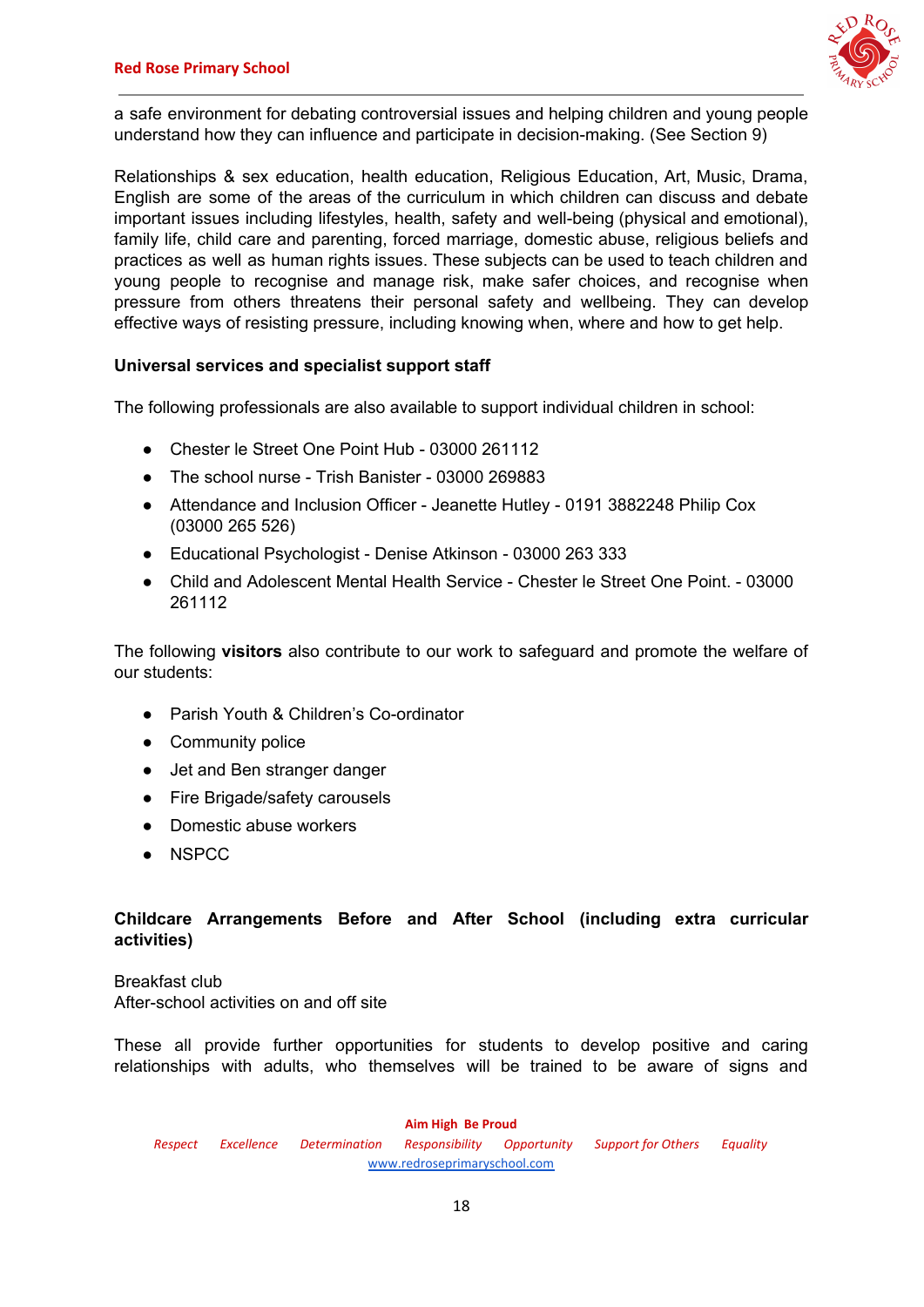a safe environment for debating controversial issues and helping children and young people understand how they can influence and participate in decision-making. (See Section 9)

Relationships & sex education, health education, Religious Education, Art, Music, Drama, English are some of the areas of the curriculum in which children can discuss and debate important issues including lifestyles, health, safety and well-being (physical and emotional), family life, child care and parenting, forced marriage, domestic abuse, religious beliefs and practices as well as human rights issues. These subjects can be used to teach children and young people to recognise and manage risk, make safer choices, and recognise when pressure from others threatens their personal safety and wellbeing. They can develop effective ways of resisting pressure, including knowing when, where and how to get help.

**Universal services and specialist support staff**

The following professionals are also available to support individual children in school:

- Chester le Street One Point Hub - 03000 261112
- The school nurse - Trish Banister - 03000 269883
- Attendance and Inclusion Officer - Jeanette Hutley - 0191 3882248 Philip Cox (03000 265 526)
- Educational Psychologist - Denise Atkinson - 03000 263 333
- Child and Adolescent Mental Health Service - Chester le Street One Point. - 03000 261112

The following **visitors** also contribute to our work to safeguard and promote the welfare of our students:

- Parish Youth & Children's Co-ordinator
- Community police
- Jet and Ben stranger danger
- Fire Brigade/safety carousels
- Domestic abuse workers
- NSPCC

**Childcare Arrangements Before and After School (including extra curricular activities)**

Breakfast club
After-school activities on and off site

These all provide further opportunities for students to develop positive and caring relationships with adults, who themselves will be trained to be aware of signs and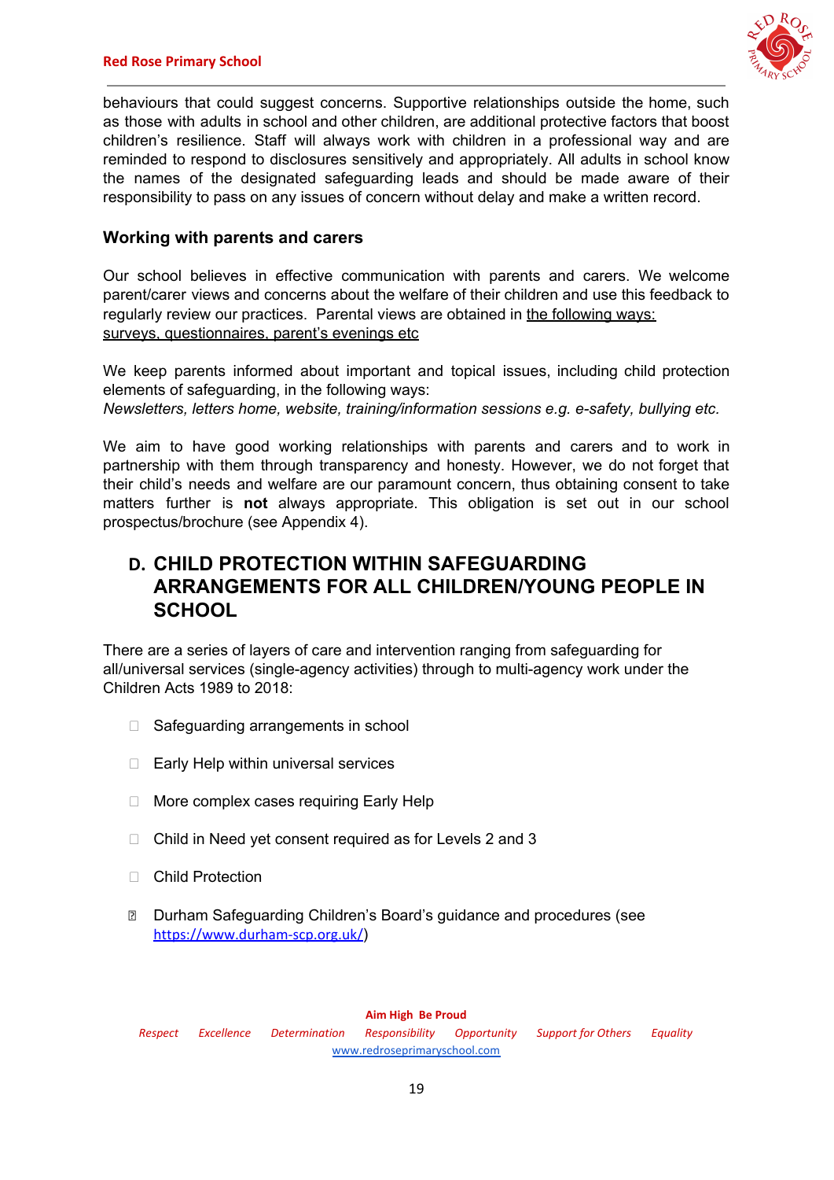behaviours that could suggest concerns. Supportive relationships outside the home, such as those with adults in school and other children, are additional protective factors that boost children's resilience. Staff will always work with children in a professional way and are reminded to respond to disclosures sensitively and appropriately. All adults in school know the names of the designated safeguarding leads and should be made aware of their responsibility to pass on any issues of concern without delay and make a written record.

### Working with parents and carers

Our school believes in effective communication with parents and carers. We welcome parent/carer views and concerns about the welfare of their children and use this feedback to regularly review our practices. Parental views are obtained in the following ways: surveys, questionnaires, parent's evenings etc

We keep parents informed about important and topical issues, including child protection elements of safeguarding, in the following ways:
*Newsletters, letters home, website, training/information sessions e.g. e-safety, bullying etc.*

We aim to have good working relationships with parents and carers and to work in partnership with them through transparency and honesty. However, we do not forget that their child's needs and welfare are our paramount concern, thus obtaining consent to take matters further is **not** always appropriate. This obligation is set out in our school prospectus/brochure (see Appendix 4).

## D. CHILD PROTECTION WITHIN SAFEGUARDING ARRANGEMENTS FOR ALL CHILDREN/YOUNG PEOPLE IN SCHOOL

There are a series of layers of care and intervention ranging from safeguarding for all/universal services (single-agency activities) through to multi-agency work under the Children Acts 1989 to 2018:

- Safeguarding arrangements in school
- Early Help within universal services
- More complex cases requiring Early Help
- Child in Need yet consent required as for Levels 2 and 3
- Child Protection
- Durham Safeguarding Children's Board's guidance and procedures (see https://www.durham-scp.org.uk/)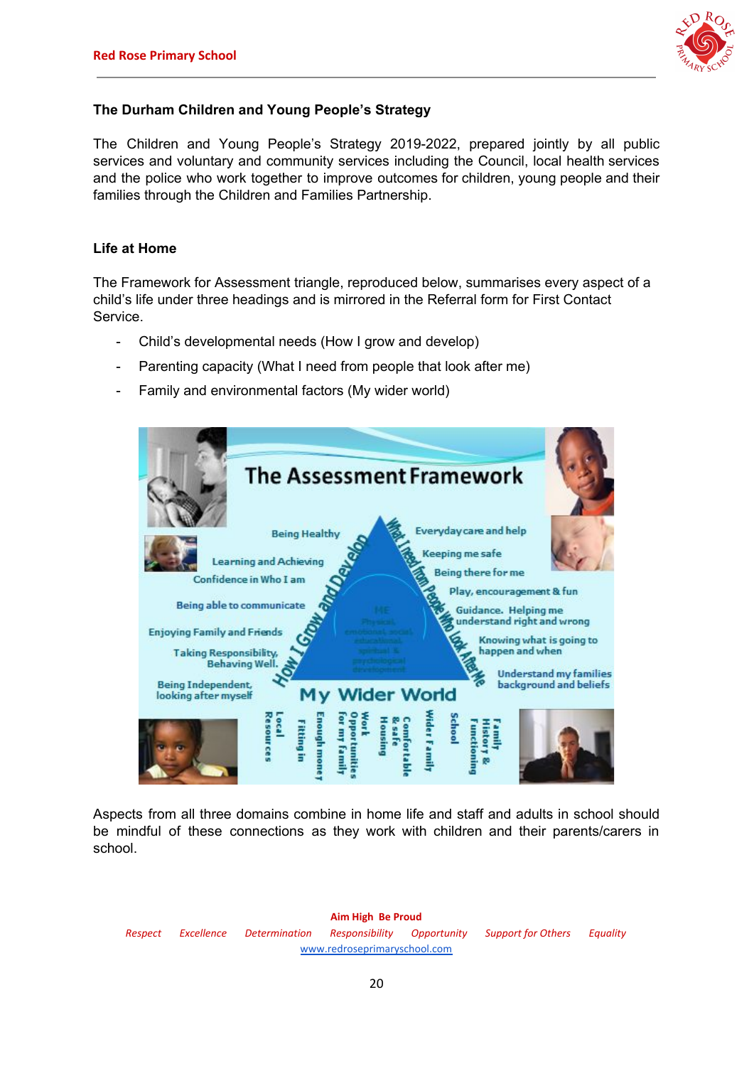### The Durham Children and Young People's Strategy

The Children and Young People's Strategy 2019-2022, prepared jointly by all public services and voluntary and community services including the Council, local health services and the police who work together to improve outcomes for children, young people and their families through the Children and Families Partnership.

### Life at Home

The Framework for Assessment triangle, reproduced below, summarises every aspect of a child's life under three headings and is mirrored in the Referral form for First Contact Service.

- Child's developmental needs (How I grow and develop)
- Parenting capacity (What I need from people that look after me)
- Family and environmental factors (My wider world)

Aspects from all three domains combine in home life and staff and adults in school should be mindful of these connections as they work with children and their parents/carers in school.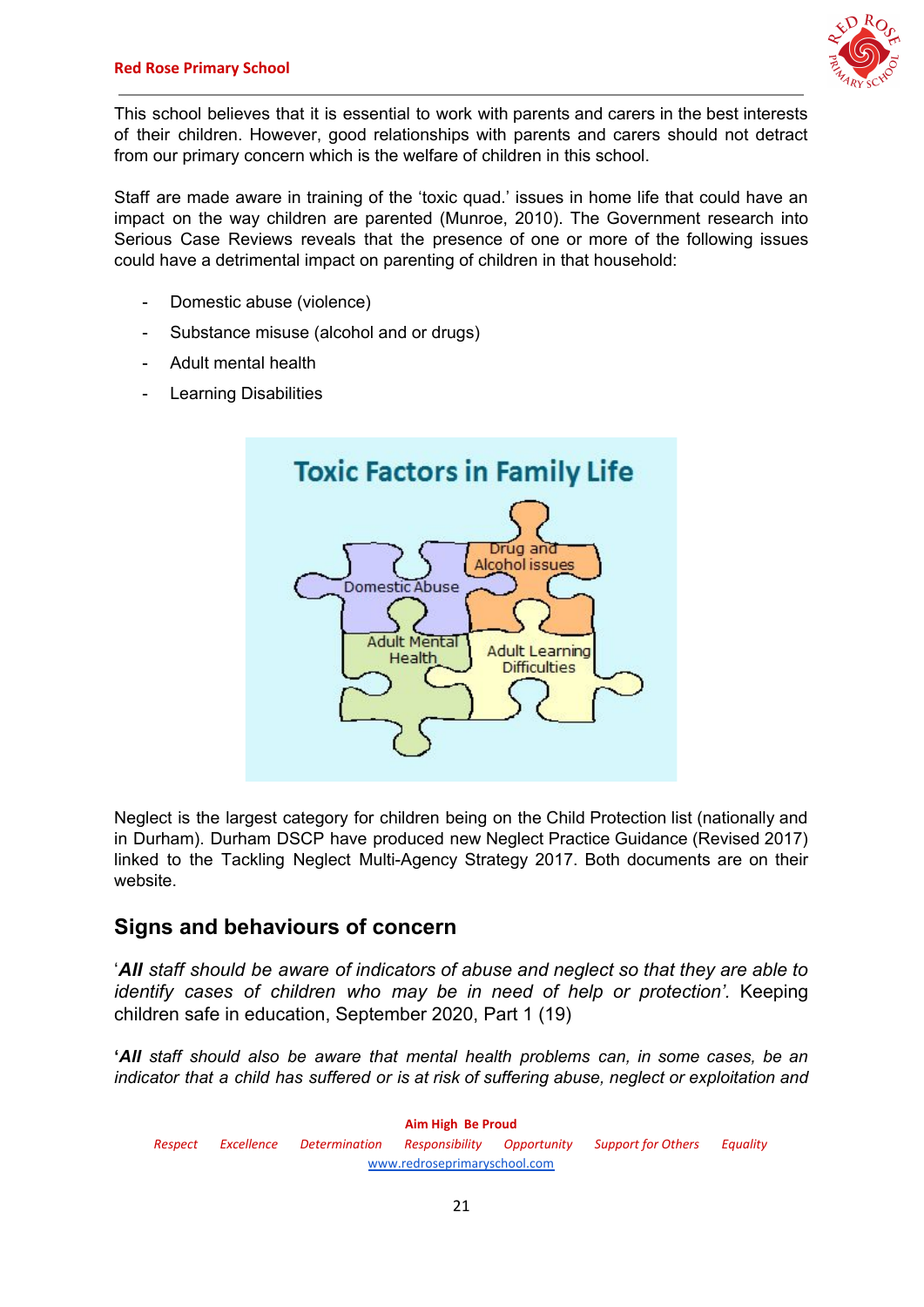This school believes that it is essential to work with parents and carers in the best interests of their children. However, good relationships with parents and carers should not detract from our primary concern which is the welfare of children in this school.

Staff are made aware in training of the 'toxic quad.' issues in home life that could have an impact on the way children are parented (Munroe, 2010). The Government research into Serious Case Reviews reveals that the presence of one or more of the following issues could have a detrimental impact on parenting of children in that household:

- Domestic abuse (violence)
- Substance misuse (alcohol and or drugs)
- Adult mental health
- Learning Disabilities

Toxic Factors in Family Life

Domestic Abuse | Drug and Alcohol issues | Adult Mental Health | Adult Learning Difficulties

Neglect is the largest category for children being on the Child Protection list (nationally and in Durham). Durham DSCP have produced new Neglect Practice Guidance (Revised 2017) linked to the Tackling Neglect Multi-Agency Strategy 2017. Both documents are on their website.

## Signs and behaviours of concern

'***All** staff should be aware of indicators of abuse and neglect so that they are able to identify cases of children who may be in need of help or protection'.* Keeping children safe in education, September 2020, Part 1 (19)

**'*All*** *staff should also be aware that mental health problems can, in some cases, be an indicator that a child has suffered or is at risk of suffering abuse, neglect or exploitation and*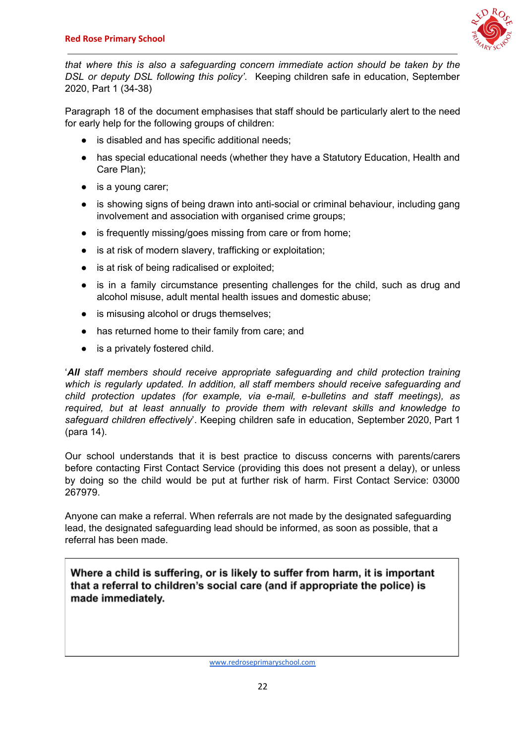*that where this is also a safeguarding concern immediate action should be taken by the DSL or deputy DSL following this policy'*. Keeping children safe in education, September 2020, Part 1 (34-38)

Paragraph 18 of the document emphasises that staff should be particularly alert to the need for early help for the following groups of children:

- is disabled and has specific additional needs;
- has special educational needs (whether they have a Statutory Education, Health and Care Plan);
- is a young carer;
- is showing signs of being drawn into anti-social or criminal behaviour, including gang involvement and association with organised crime groups;
- is frequently missing/goes missing from care or from home;
- is at risk of modern slavery, trafficking or exploitation;
- is at risk of being radicalised or exploited;
- is in a family circumstance presenting challenges for the child, such as drug and alcohol misuse, adult mental health issues and domestic abuse;
- is misusing alcohol or drugs themselves;
- has returned home to their family from care; and
- is a privately fostered child.

'***All*** *staff members should receive appropriate safeguarding and child protection training which is regularly updated. In addition, all staff members should receive safeguarding and child protection updates (for example, via e-mail, e-bulletins and staff meetings), as required, but at least annually to provide them with relevant skills and knowledge to safeguard children effectively*'. Keeping children safe in education, September 2020, Part 1 (para 14).

Our school understands that it is best practice to discuss concerns with parents/carers before contacting First Contact Service (providing this does not present a delay), or unless by doing so the child would be put at further risk of harm. First Contact Service: 03000 267979.

Anyone can make a referral. When referrals are not made by the designated safeguarding lead, the designated safeguarding lead should be informed, as soon as possible, that a referral has been made.

| **Where a child is suffering, or is likely to suffer from harm, it is important that a referral to children's social care (and if appropriate the police) is made immediately.** |
|---|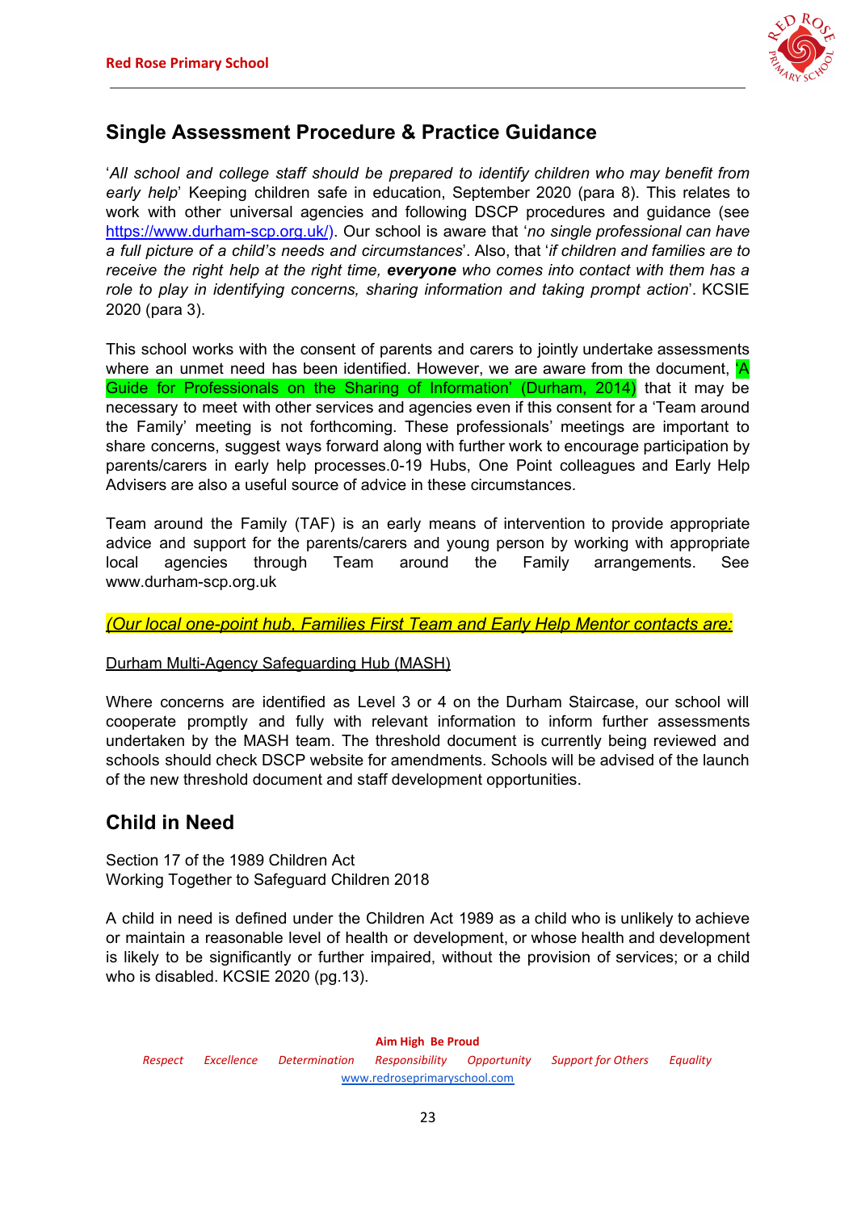## Single Assessment Procedure & Practice Guidance

'*All school and college staff should be prepared to identify children who may benefit from early help*' Keeping children safe in education, September 2020 (para 8). This relates to work with other universal agencies and following DSCP procedures and guidance (see https://www.durham-scp.org.uk/). Our school is aware that '*no single professional can have a full picture of a child's needs and circumstances*'. Also, that '*if children and families are to receive the right help at the right time, **everyone** who comes into contact with them has a role to play in identifying concerns, sharing information and taking prompt action*'. KCSIE 2020 (para 3).

This school works with the consent of parents and carers to jointly undertake assessments where an unmet need has been identified. However, we are aware from the document, 'A Guide for Professionals on the Sharing of Information' (Durham, 2014) that it may be necessary to meet with other services and agencies even if this consent for a 'Team around the Family' meeting is not forthcoming. These professionals' meetings are important to share concerns, suggest ways forward along with further work to encourage participation by parents/carers in early help processes.0-19 Hubs, One Point colleagues and Early Help Advisers are also a useful source of advice in these circumstances.

Team around the Family (TAF) is an early means of intervention to provide appropriate advice and support for the parents/carers and young person by working with appropriate local agencies through Team around the Family arrangements. See www.durham-scp.org.uk

*(Our local one-point hub, Families First Team and Early Help Mentor contacts are:*

Durham Multi-Agency Safeguarding Hub (MASH)

Where concerns are identified as Level 3 or 4 on the Durham Staircase, our school will cooperate promptly and fully with relevant information to inform further assessments undertaken by the MASH team. The threshold document is currently being reviewed and schools should check DSCP website for amendments. Schools will be advised of the launch of the new threshold document and staff development opportunities.

## Child in Need

Section 17 of the 1989 Children Act
Working Together to Safeguard Children 2018

A child in need is defined under the Children Act 1989 as a child who is unlikely to achieve or maintain a reasonable level of health or development, or whose health and development is likely to be significantly or further impaired, without the provision of services; or a child who is disabled. KCSIE 2020 (pg.13).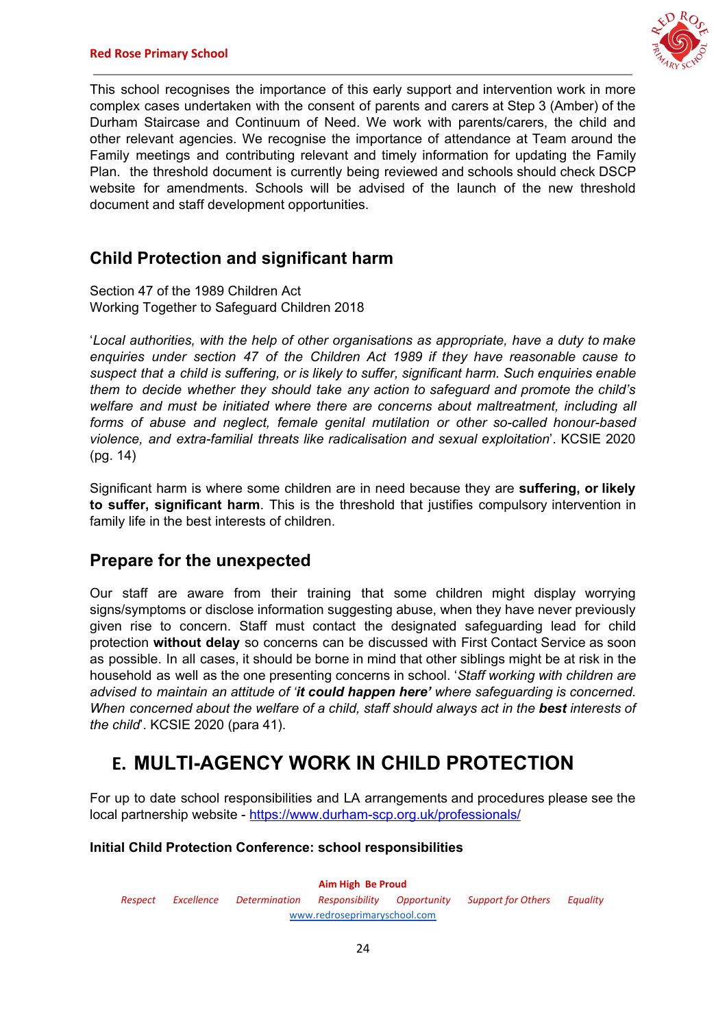This school recognises the importance of this early support and intervention work in more complex cases undertaken with the consent of parents and carers at Step 3 (Amber) of the Durham Staircase and Continuum of Need. We work with parents/carers, the child and other relevant agencies. We recognise the importance of attendance at Team around the Family meetings and contributing relevant and timely information for updating the Family Plan. the threshold document is currently being reviewed and schools should check DSCP website for amendments. Schools will be advised of the launch of the new threshold document and staff development opportunities.

## Child Protection and significant harm

Section 47 of the 1989 Children Act
Working Together to Safeguard Children 2018

'*Local authorities, with the help of other organisations as appropriate, have a duty to make enquiries under section 47 of the Children Act 1989 if they have reasonable cause to suspect that a child is suffering, or is likely to suffer, significant harm. Such enquiries enable them to decide whether they should take any action to safeguard and promote the child's welfare and must be initiated where there are concerns about maltreatment, including all forms of abuse and neglect, female genital mutilation or other so-called honour-based violence, and extra-familial threats like radicalisation and sexual exploitation*'. KCSIE 2020 (pg. 14)

Significant harm is where some children are in need because they are **suffering, or likely to suffer, significant harm**. This is the threshold that justifies compulsory intervention in family life in the best interests of children.

## Prepare for the unexpected

Our staff are aware from their training that some children might display worrying signs/symptoms or disclose information suggesting abuse, when they have never previously given rise to concern. Staff must contact the designated safeguarding lead for child protection **without delay** so concerns can be discussed with First Contact Service as soon as possible. In all cases, it should be borne in mind that other siblings might be at risk in the household as well as the one presenting concerns in school. '*Staff working with children are advised to maintain an attitude of '**it could happen here'** where safeguarding is concerned. When concerned about the welfare of a child, staff should always act in the **best** interests of the child*'. KCSIE 2020 (para 41).

# E. MULTI-AGENCY WORK IN CHILD PROTECTION

For up to date school responsibilities and LA arrangements and procedures please see the local partnership website - https://www.durham-scp.org.uk/professionals/

**Initial Child Protection Conference: school responsibilities**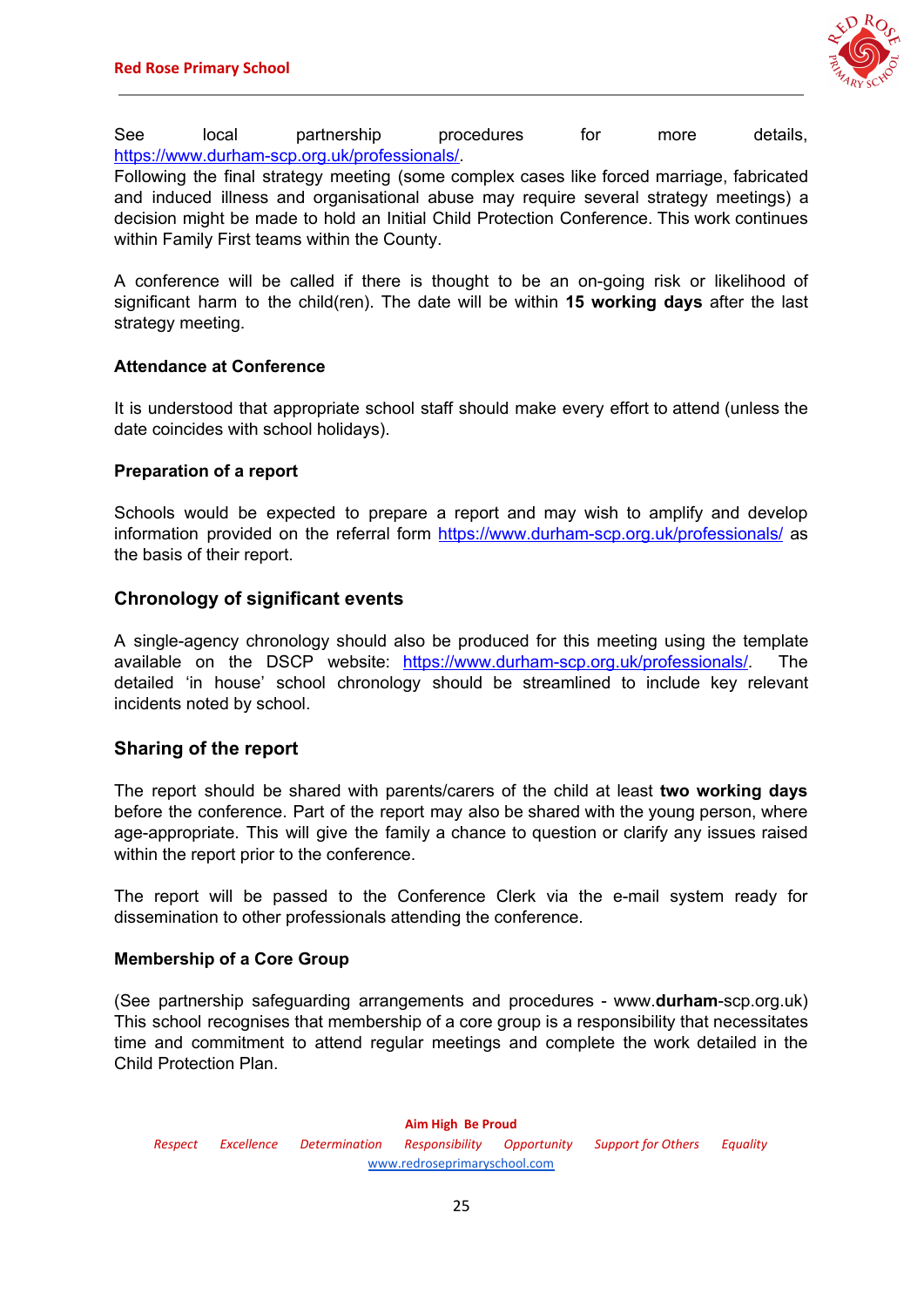See local partnership procedures for more details, https://www.durham-scp.org.uk/professionals/.
Following the final strategy meeting (some complex cases like forced marriage, fabricated and induced illness and organisational abuse may require several strategy meetings) a decision might be made to hold an Initial Child Protection Conference. This work continues within Family First teams within the County.

A conference will be called if there is thought to be an on-going risk or likelihood of significant harm to the child(ren). The date will be within **15 working days** after the last strategy meeting.

#### Attendance at Conference

It is understood that appropriate school staff should make every effort to attend (unless the date coincides with school holidays).

#### Preparation of a report

Schools would be expected to prepare a report and may wish to amplify and develop information provided on the referral form https://www.durham-scp.org.uk/professionals/ as the basis of their report.

### Chronology of significant events

A single-agency chronology should also be produced for this meeting using the template available on the DSCP website: https://www.durham-scp.org.uk/professionals/. The detailed 'in house' school chronology should be streamlined to include key relevant incidents noted by school.

### Sharing of the report

The report should be shared with parents/carers of the child at least **two working days** before the conference. Part of the report may also be shared with the young person, where age-appropriate. This will give the family a chance to question or clarify any issues raised within the report prior to the conference.

The report will be passed to the Conference Clerk via the e-mail system ready for dissemination to other professionals attending the conference.

#### Membership of a Core Group

(See partnership safeguarding arrangements and procedures - www.**durham**-scp.org.uk) This school recognises that membership of a core group is a responsibility that necessitates time and commitment to attend regular meetings and complete the work detailed in the Child Protection Plan.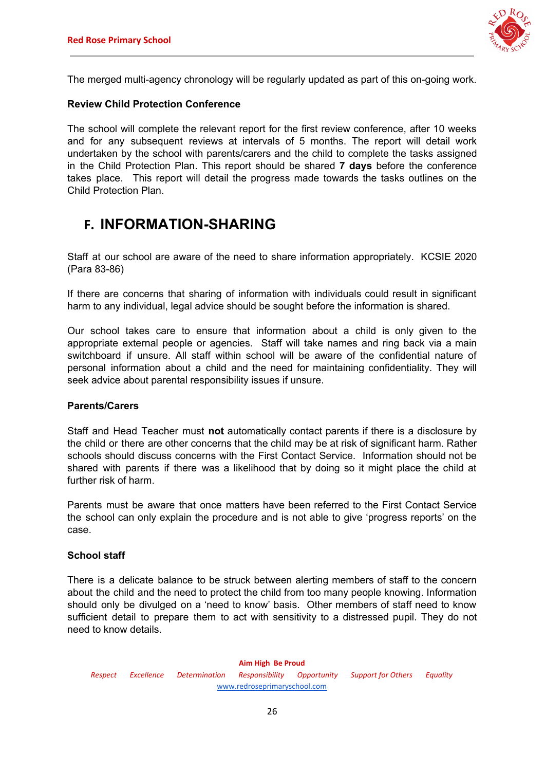The merged multi-agency chronology will be regularly updated as part of this on-going work.

**Review Child Protection Conference**

The school will complete the relevant report for the first review conference, after 10 weeks and for any subsequent reviews at intervals of 5 months. The report will detail work undertaken by the school with parents/carers and the child to complete the tasks assigned in the Child Protection Plan. This report should be shared **7 days** before the conference takes place. This report will detail the progress made towards the tasks outlines on the Child Protection Plan.

## F. INFORMATION-SHARING

Staff at our school are aware of the need to share information appropriately. KCSIE 2020 (Para 83-86)

If there are concerns that sharing of information with individuals could result in significant harm to any individual, legal advice should be sought before the information is shared.

Our school takes care to ensure that information about a child is only given to the appropriate external people or agencies. Staff will take names and ring back via a main switchboard if unsure. All staff within school will be aware of the confidential nature of personal information about a child and the need for maintaining confidentiality. They will seek advice about parental responsibility issues if unsure.

**Parents/Carers**

Staff and Head Teacher must **not** automatically contact parents if there is a disclosure by the child or there are other concerns that the child may be at risk of significant harm. Rather schools should discuss concerns with the First Contact Service. Information should not be shared with parents if there was a likelihood that by doing so it might place the child at further risk of harm.

Parents must be aware that once matters have been referred to the First Contact Service the school can only explain the procedure and is not able to give 'progress reports' on the case.

**School staff**

There is a delicate balance to be struck between alerting members of staff to the concern about the child and the need to protect the child from too many people knowing. Information should only be divulged on a 'need to know' basis. Other members of staff need to know sufficient detail to prepare them to act with sensitivity to a distressed pupil. They do not need to know details.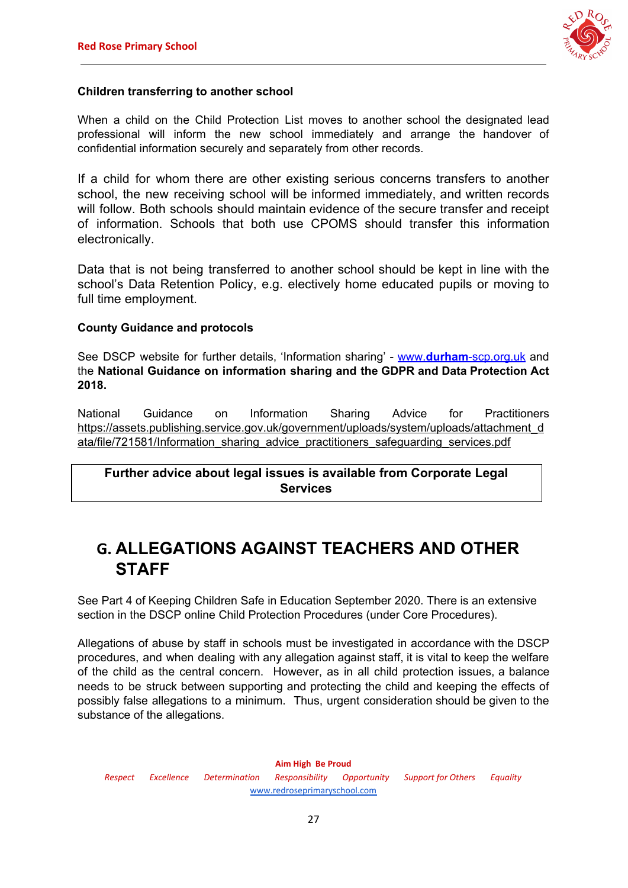**Children transferring to another school**

When a child on the Child Protection List moves to another school the designated lead professional will inform the new school immediately and arrange the handover of confidential information securely and separately from other records.

If a child for whom there are other existing serious concerns transfers to another school, the new receiving school will be informed immediately, and written records will follow. Both schools should maintain evidence of the secure transfer and receipt of information. Schools that both use CPOMS should transfer this information electronically.

Data that is not being transferred to another school should be kept in line with the school's Data Retention Policy, e.g. electively home educated pupils or moving to full time employment.

**County Guidance and protocols**

See DSCP website for further details, 'Information sharing' - www.**durham**-scp.org.uk and the **National Guidance on information sharing and the GDPR and Data Protection Act 2018.**

National Guidance on Information Sharing Advice for Practitioners https://assets.publishing.service.gov.uk/government/uploads/system/uploads/attachment_data/file/721581/Information_sharing_advice_practitioners_safeguarding_services.pdf

**Further advice about legal issues is available from Corporate Legal Services**

## G. ALLEGATIONS AGAINST TEACHERS AND OTHER STAFF

See Part 4 of Keeping Children Safe in Education September 2020. There is an extensive section in the DSCP online Child Protection Procedures (under Core Procedures).

Allegations of abuse by staff in schools must be investigated in accordance with the DSCP procedures, and when dealing with any allegation against staff, it is vital to keep the welfare of the child as the central concern. However, as in all child protection issues, a balance needs to be struck between supporting and protecting the child and keeping the effects of possibly false allegations to a minimum. Thus, urgent consideration should be given to the substance of the allegations.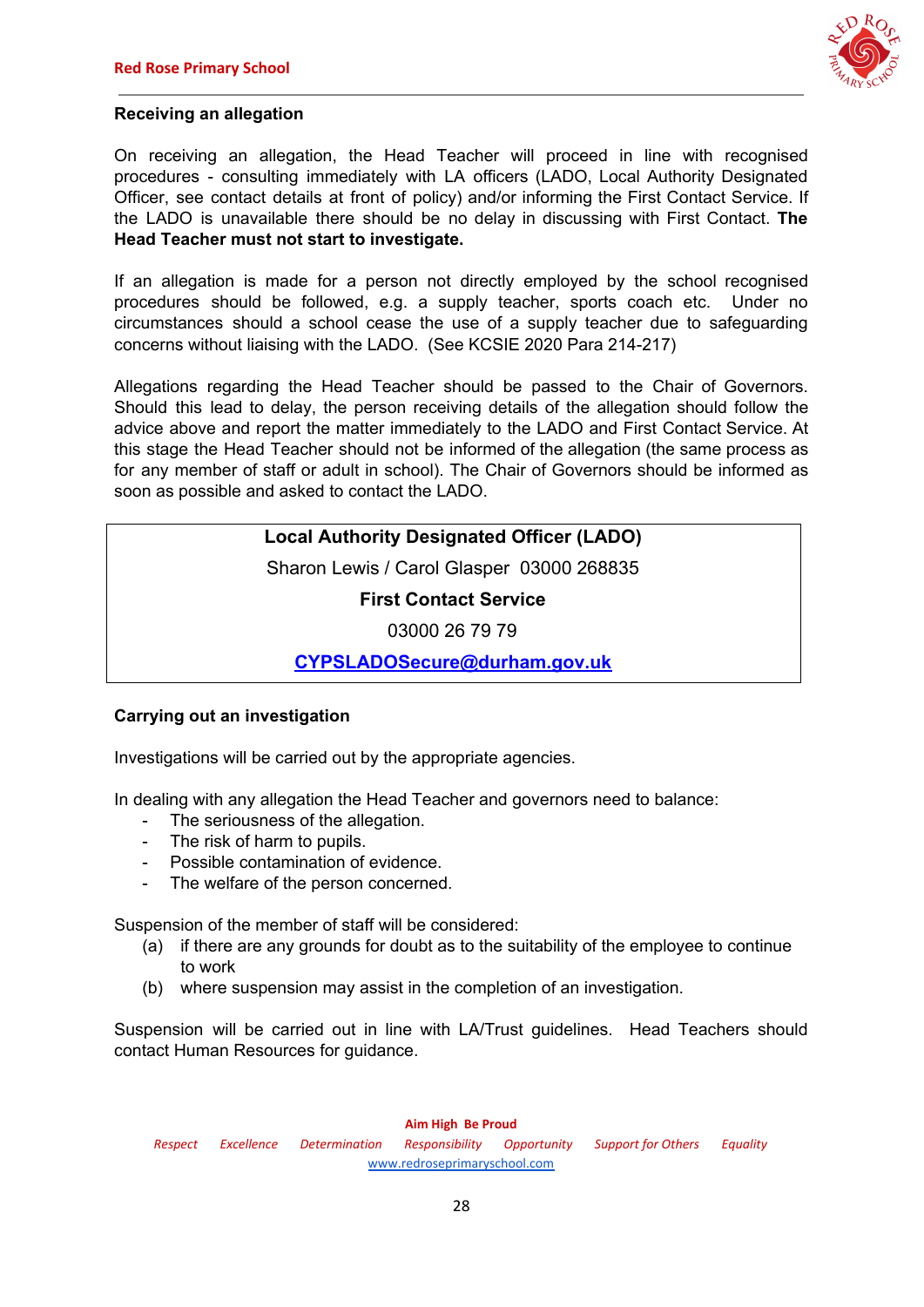### Receiving an allegation

On receiving an allegation, the Head Teacher will proceed in line with recognised procedures - consulting immediately with LA officers (LADO, Local Authority Designated Officer, see contact details at front of policy) and/or informing the First Contact Service. If the LADO is unavailable there should be no delay in discussing with First Contact. **The Head Teacher must not start to investigate.**

If an allegation is made for a person not directly employed by the school recognised procedures should be followed, e.g. a supply teacher, sports coach etc. Under no circumstances should a school cease the use of a supply teacher due to safeguarding concerns without liaising with the LADO. (See KCSIE 2020 Para 214-217)

Allegations regarding the Head Teacher should be passed to the Chair of Governors. Should this lead to delay, the person receiving details of the allegation should follow the advice above and report the matter immediately to the LADO and First Contact Service. At this stage the Head Teacher should not be informed of the allegation (the same process as for any member of staff or adult in school). The Chair of Governors should be informed as soon as possible and asked to contact the LADO.

| **Local Authority Designated Officer (LADO)** |
|---|
| Sharon Lewis / Carol Glasper 03000 268835 |
| **First Contact Service** |
| 03000 26 79 79 |
| **CYPSLADOSecure@durham.gov.uk** |

### Carrying out an investigation

Investigations will be carried out by the appropriate agencies.

In dealing with any allegation the Head Teacher and governors need to balance:

- The seriousness of the allegation.
- The risk of harm to pupils.
- Possible contamination of evidence.
- The welfare of the person concerned.

Suspension of the member of staff will be considered:

(a) if there are any grounds for doubt as to the suitability of the employee to continue to work

(b) where suspension may assist in the completion of an investigation.

Suspension will be carried out in line with LA/Trust guidelines. Head Teachers should contact Human Resources for guidance.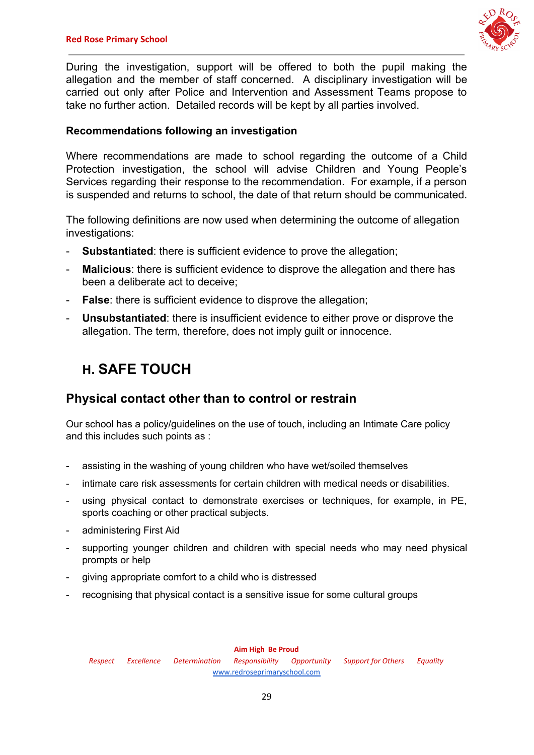During the investigation, support will be offered to both the pupil making the allegation and the member of staff concerned. A disciplinary investigation will be carried out only after Police and Intervention and Assessment Teams propose to take no further action. Detailed records will be kept by all parties involved.

### Recommendations following an investigation

Where recommendations are made to school regarding the outcome of a Child Protection investigation, the school will advise Children and Young People's Services regarding their response to the recommendation. For example, if a person is suspended and returns to school, the date of that return should be communicated.

The following definitions are now used when determining the outcome of allegation investigations:

- **Substantiated**: there is sufficient evidence to prove the allegation;
- **Malicious**: there is sufficient evidence to disprove the allegation and there has been a deliberate act to deceive;
- **False**: there is sufficient evidence to disprove the allegation;
- **Unsubstantiated**: there is insufficient evidence to either prove or disprove the allegation. The term, therefore, does not imply guilt or innocence.

## H. SAFE TOUCH

### Physical contact other than to control or restrain

Our school has a policy/guidelines on the use of touch, including an Intimate Care policy and this includes such points as :

- assisting in the washing of young children who have wet/soiled themselves
- intimate care risk assessments for certain children with medical needs or disabilities.
- using physical contact to demonstrate exercises or techniques, for example, in PE, sports coaching or other practical subjects.
- administering First Aid
- supporting younger children and children with special needs who may need physical prompts or help
- giving appropriate comfort to a child who is distressed
- recognising that physical contact is a sensitive issue for some cultural groups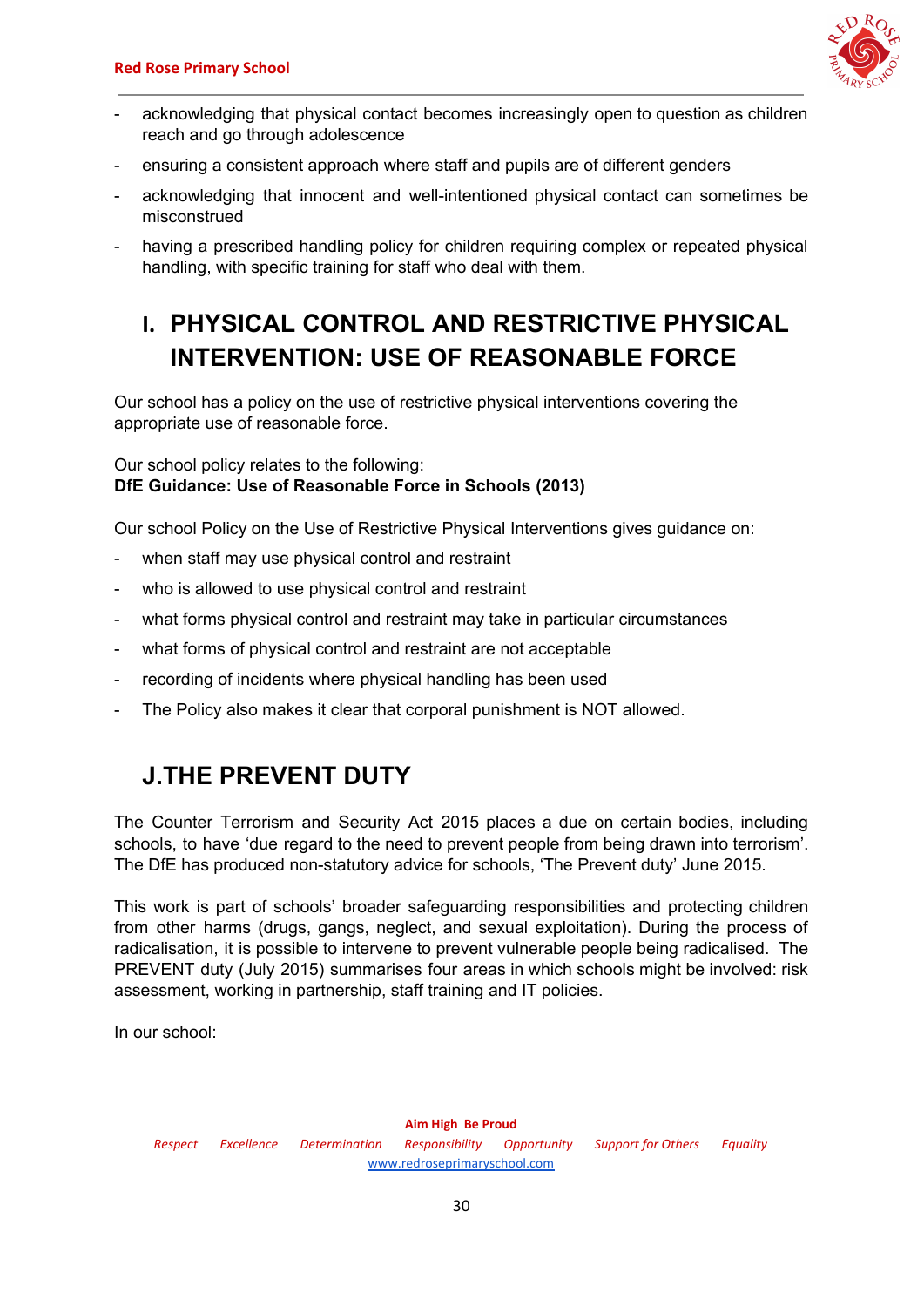- acknowledging that physical contact becomes increasingly open to question as children reach and go through adolescence
- ensuring a consistent approach where staff and pupils are of different genders
- acknowledging that innocent and well-intentioned physical contact can sometimes be misconstrued
- having a prescribed handling policy for children requiring complex or repeated physical handling, with specific training for staff who deal with them.

## I. PHYSICAL CONTROL AND RESTRICTIVE PHYSICAL INTERVENTION: USE OF REASONABLE FORCE

Our school has a policy on the use of restrictive physical interventions covering the appropriate use of reasonable force.

Our school policy relates to the following:
**DfE Guidance: Use of Reasonable Force in Schools (2013)**

Our school Policy on the Use of Restrictive Physical Interventions gives guidance on:

- when staff may use physical control and restraint
- who is allowed to use physical control and restraint
- what forms physical control and restraint may take in particular circumstances
- what forms of physical control and restraint are not acceptable
- recording of incidents where physical handling has been used
- The Policy also makes it clear that corporal punishment is NOT allowed.

## J.THE PREVENT DUTY

The Counter Terrorism and Security Act 2015 places a due on certain bodies, including schools, to have 'due regard to the need to prevent people from being drawn into terrorism'. The DfE has produced non-statutory advice for schools, 'The Prevent duty' June 2015.

This work is part of schools' broader safeguarding responsibilities and protecting children from other harms (drugs, gangs, neglect, and sexual exploitation). During the process of radicalisation, it is possible to intervene to prevent vulnerable people being radicalised. The PREVENT duty (July 2015) summarises four areas in which schools might be involved: risk assessment, working in partnership, staff training and IT policies.

In our school: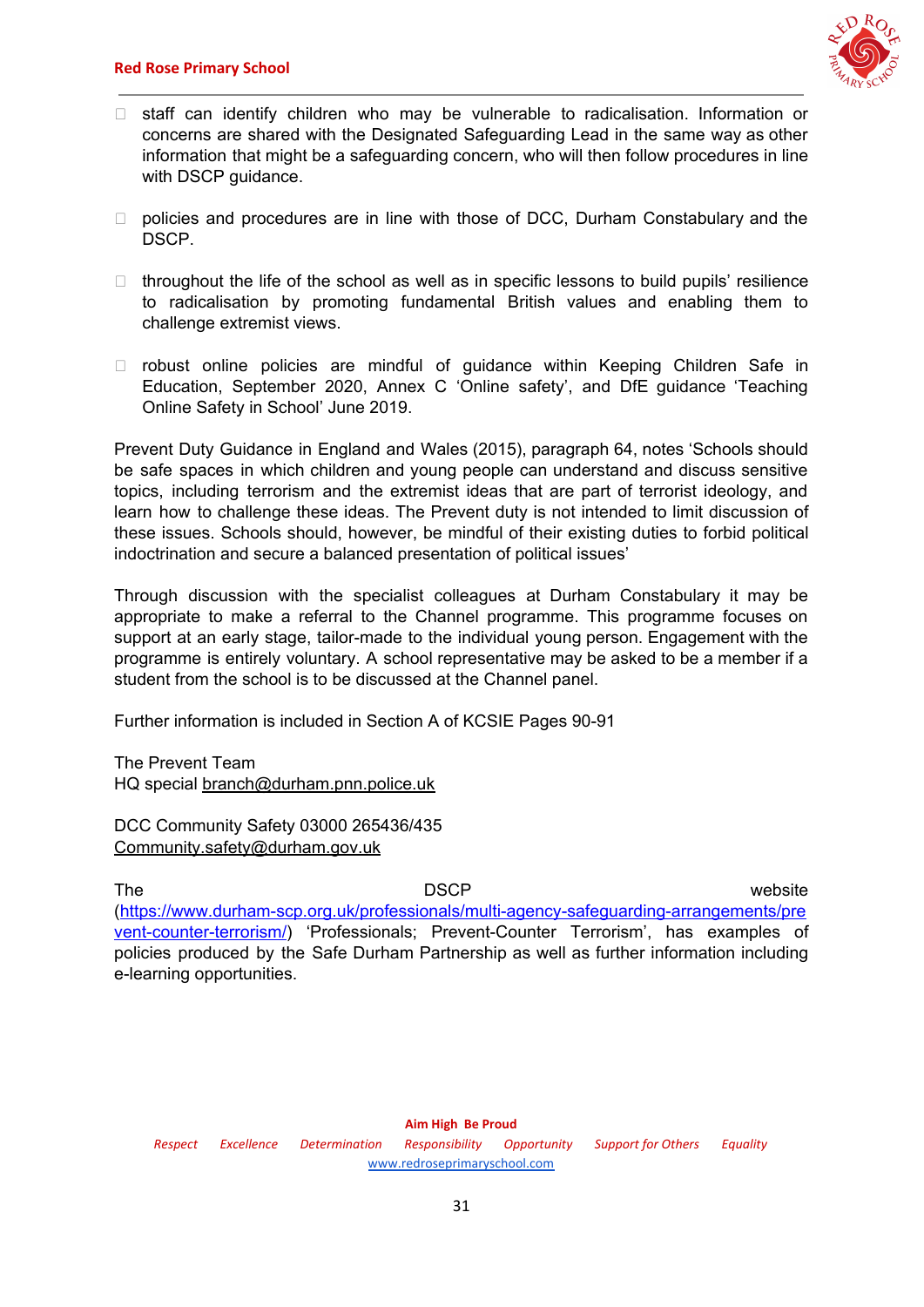- staff can identify children who may be vulnerable to radicalisation. Information or concerns are shared with the Designated Safeguarding Lead in the same way as other information that might be a safeguarding concern, who will then follow procedures in line with DSCP guidance.

- policies and procedures are in line with those of DCC, Durham Constabulary and the DSCP.

- throughout the life of the school as well as in specific lessons to build pupils' resilience to radicalisation by promoting fundamental British values and enabling them to challenge extremist views.

- robust online policies are mindful of guidance within Keeping Children Safe in Education, September 2020, Annex C 'Online safety', and DfE guidance 'Teaching Online Safety in School' June 2019.

Prevent Duty Guidance in England and Wales (2015), paragraph 64, notes 'Schools should be safe spaces in which children and young people can understand and discuss sensitive topics, including terrorism and the extremist ideas that are part of terrorist ideology, and learn how to challenge these ideas. The Prevent duty is not intended to limit discussion of these issues. Schools should, however, be mindful of their existing duties to forbid political indoctrination and secure a balanced presentation of political issues'

Through discussion with the specialist colleagues at Durham Constabulary it may be appropriate to make a referral to the Channel programme. This programme focuses on support at an early stage, tailor-made to the individual young person. Engagement with the programme is entirely voluntary. A school representative may be asked to be a member if a student from the school is to be discussed at the Channel panel.

Further information is included in Section A of KCSIE Pages 90-91

The Prevent Team
HQ special branch@durham.pnn.police.uk

DCC Community Safety 03000 265436/435
Community.safety@durham.gov.uk

The DSCP website (https://www.durham-scp.org.uk/professionals/multi-agency-safeguarding-arrangements/prevent-counter-terrorism/) 'Professionals; Prevent-Counter Terrorism', has examples of policies produced by the Safe Durham Partnership as well as further information including e-learning opportunities.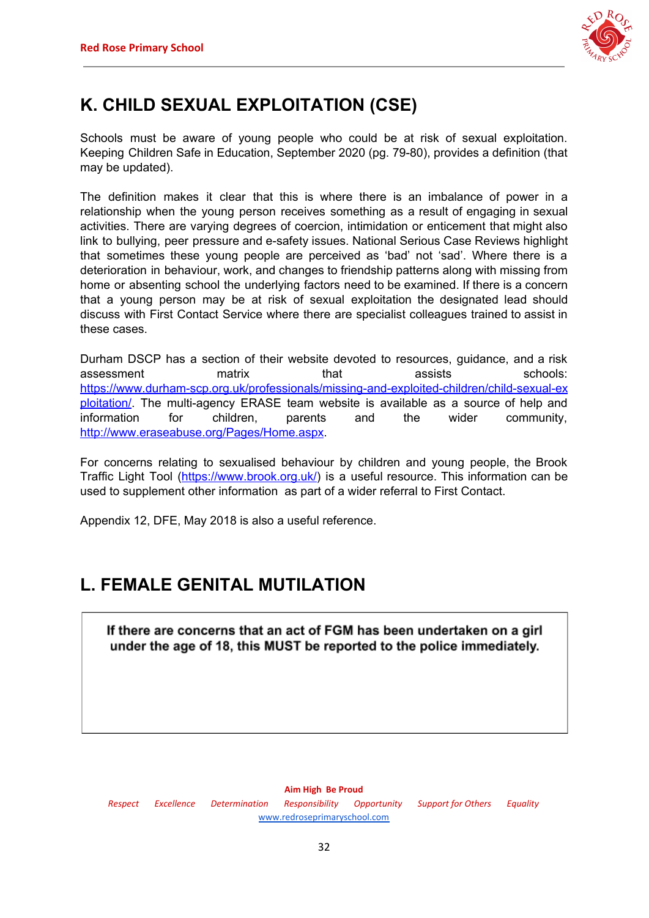## K. CHILD SEXUAL EXPLOITATION (CSE)

Schools must be aware of young people who could be at risk of sexual exploitation. Keeping Children Safe in Education, September 2020 (pg. 79-80), provides a definition (that may be updated).

The definition makes it clear that this is where there is an imbalance of power in a relationship when the young person receives something as a result of engaging in sexual activities. There are varying degrees of coercion, intimidation or enticement that might also link to bullying, peer pressure and e-safety issues. National Serious Case Reviews highlight that sometimes these young people are perceived as 'bad' not 'sad'. Where there is a deterioration in behaviour, work, and changes to friendship patterns along with missing from home or absenting school the underlying factors need to be examined. If there is a concern that a young person may be at risk of sexual exploitation the designated lead should discuss with First Contact Service where there are specialist colleagues trained to assist in these cases.

Durham DSCP has a section of their website devoted to resources, guidance, and a risk assessment matrix that assists schools: https://www.durham-scp.org.uk/professionals/missing-and-exploited-children/child-sexual-exploitation/. The multi-agency ERASE team website is available as a source of help and information for children, parents and the wider community, http://www.eraseabuse.org/Pages/Home.aspx.

For concerns relating to sexualised behaviour by children and young people, the Brook Traffic Light Tool (https://www.brook.org.uk/) is a useful resource. This information can be used to supplement other information as part of a wider referral to First Contact.

Appendix 12, DFE, May 2018 is also a useful reference.

## L. FEMALE GENITAL MUTILATION

**If there are concerns that an act of FGM has been undertaken on a girl under the age of 18, this MUST be reported to the police immediately.**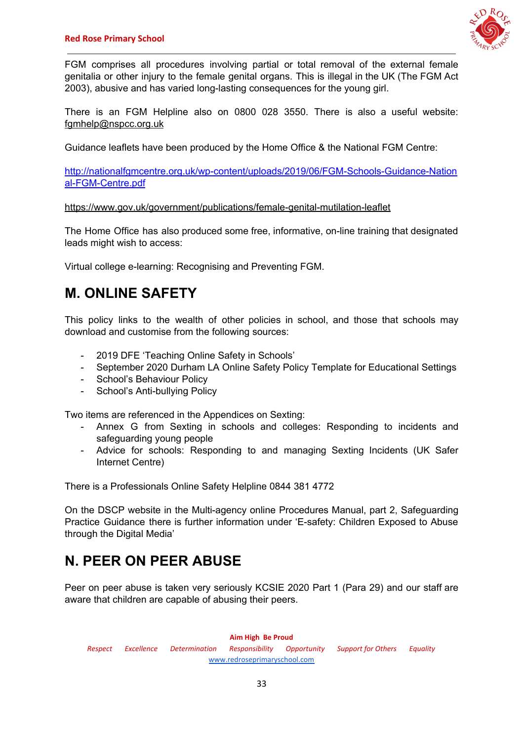FGM comprises all procedures involving partial or total removal of the external female genitalia or other injury to the female genital organs. This is illegal in the UK (The FGM Act 2003), abusive and has varied long-lasting consequences for the young girl.

There is an FGM Helpline also on 0800 028 3550. There is also a useful website: fgmhelp@nspcc.org.uk

Guidance leaflets have been produced by the Home Office & the National FGM Centre:

http://nationalfgmcentre.org.uk/wp-content/uploads/2019/06/FGM-Schools-Guidance-National-FGM-Centre.pdf

https://www.gov.uk/government/publications/female-genital-mutilation-leaflet

The Home Office has also produced some free, informative, on-line training that designated leads might wish to access:

Virtual college e-learning: Recognising and Preventing FGM.

## M. ONLINE SAFETY

This policy links to the wealth of other policies in school, and those that schools may download and customise from the following sources:

- 2019 DFE 'Teaching Online Safety in Schools'
- September 2020 Durham LA Online Safety Policy Template for Educational Settings
- School's Behaviour Policy
- School's Anti-bullying Policy

Two items are referenced in the Appendices on Sexting:

- Annex G from Sexting in schools and colleges: Responding to incidents and safeguarding young people
- Advice for schools: Responding to and managing Sexting Incidents (UK Safer Internet Centre)

There is a Professionals Online Safety Helpline 0844 381 4772

On the DSCP website in the Multi-agency online Procedures Manual, part 2, Safeguarding Practice Guidance there is further information under 'E-safety: Children Exposed to Abuse through the Digital Media'

## N. PEER ON PEER ABUSE

Peer on peer abuse is taken very seriously KCSIE 2020 Part 1 (Para 29) and our staff are aware that children are capable of abusing their peers.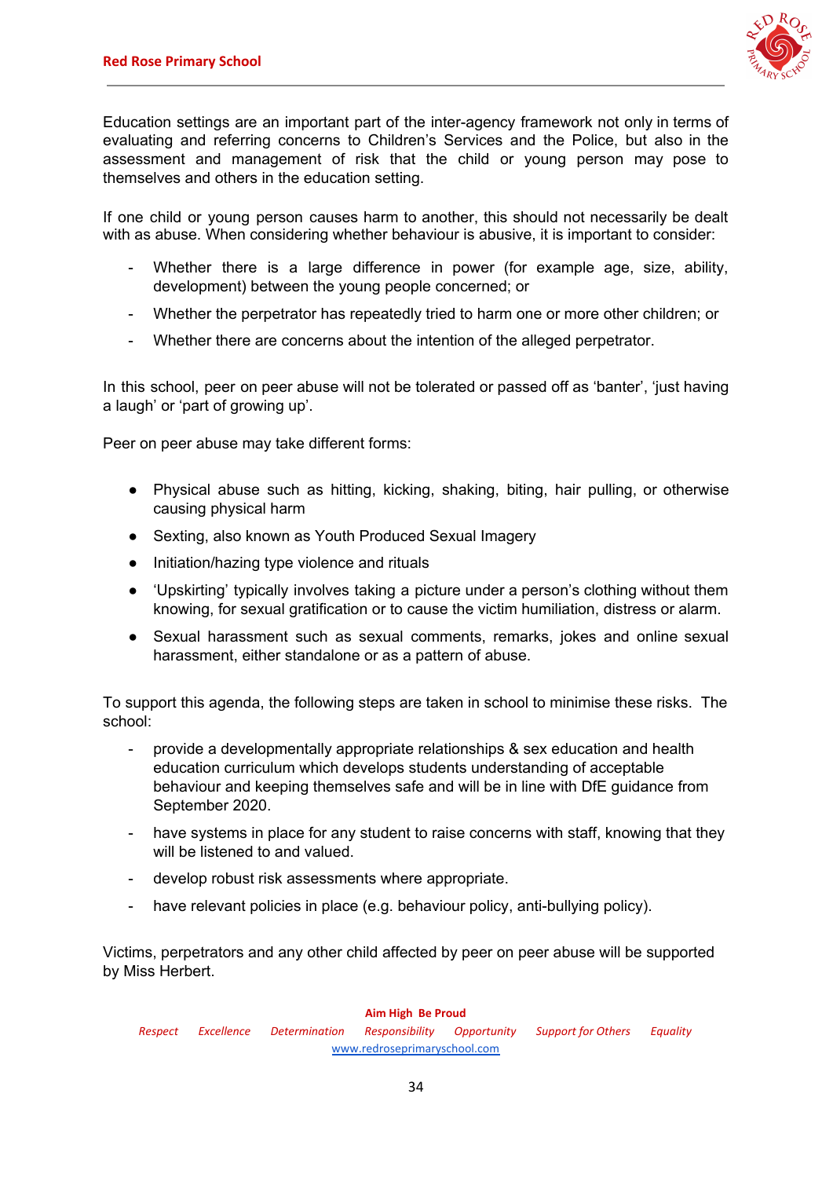Education settings are an important part of the inter-agency framework not only in terms of evaluating and referring concerns to Children's Services and the Police, but also in the assessment and management of risk that the child or young person may pose to themselves and others in the education setting.

If one child or young person causes harm to another, this should not necessarily be dealt with as abuse. When considering whether behaviour is abusive, it is important to consider:

- Whether there is a large difference in power (for example age, size, ability, development) between the young people concerned; or
- Whether the perpetrator has repeatedly tried to harm one or more other children; or
- Whether there are concerns about the intention of the alleged perpetrator.

In this school, peer on peer abuse will not be tolerated or passed off as 'banter', 'just having a laugh' or 'part of growing up'.

Peer on peer abuse may take different forms:

- Physical abuse such as hitting, kicking, shaking, biting, hair pulling, or otherwise causing physical harm
- Sexting, also known as Youth Produced Sexual Imagery
- Initiation/hazing type violence and rituals
- 'Upskirting' typically involves taking a picture under a person's clothing without them knowing, for sexual gratification or to cause the victim humiliation, distress or alarm.
- Sexual harassment such as sexual comments, remarks, jokes and online sexual harassment, either standalone or as a pattern of abuse.

To support this agenda, the following steps are taken in school to minimise these risks. The school:

- provide a developmentally appropriate relationships & sex education and health education curriculum which develops students understanding of acceptable behaviour and keeping themselves safe and will be in line with DfE guidance from September 2020.
- have systems in place for any student to raise concerns with staff, knowing that they will be listened to and valued.
- develop robust risk assessments where appropriate.
- have relevant policies in place (e.g. behaviour policy, anti-bullying policy).

Victims, perpetrators and any other child affected by peer on peer abuse will be supported by Miss Herbert.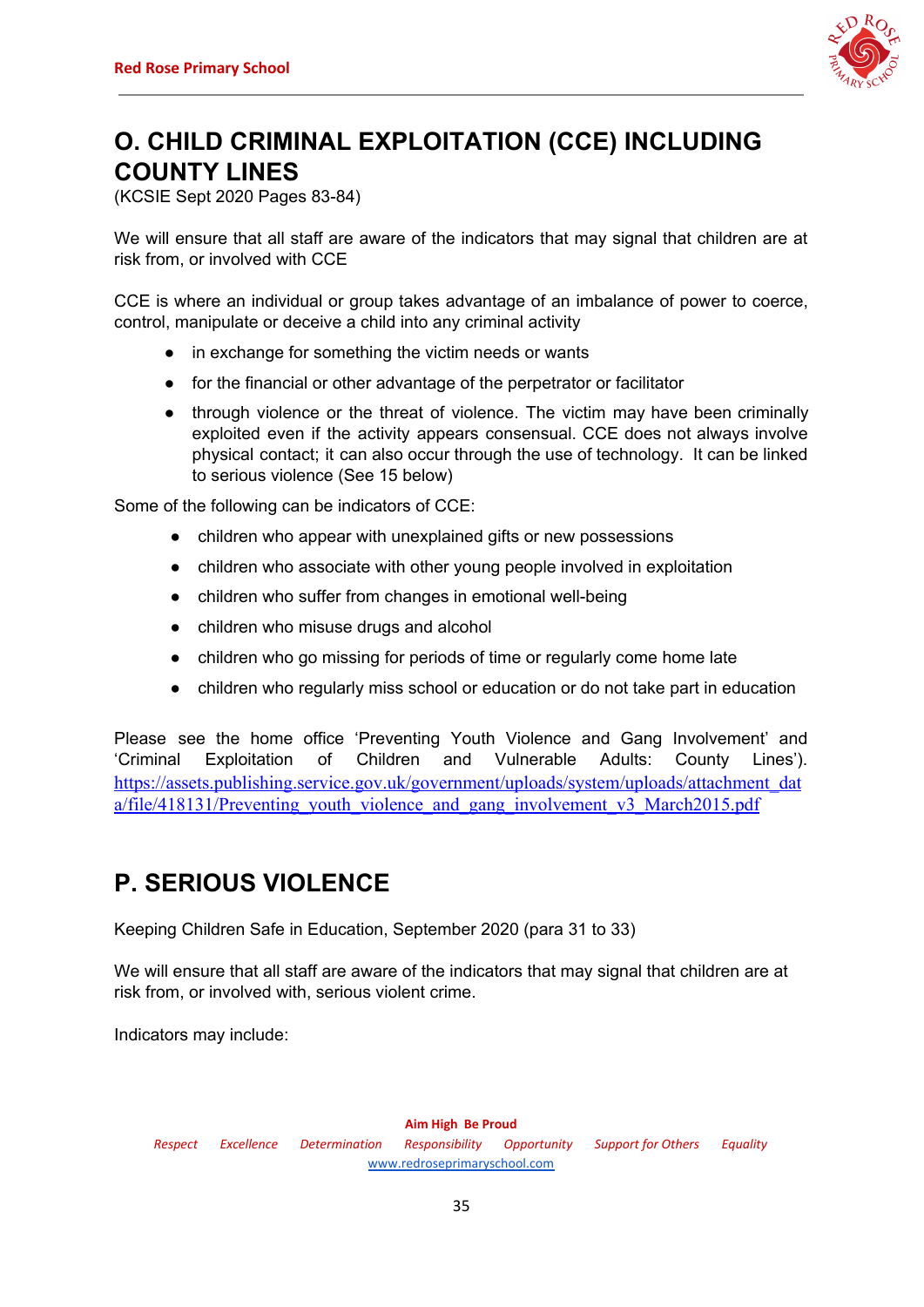# O. CHILD CRIMINAL EXPLOITATION (CCE) INCLUDING COUNTY LINES

(KCSIE Sept 2020 Pages 83-84)

We will ensure that all staff are aware of the indicators that may signal that children are at risk from, or involved with CCE

CCE is where an individual or group takes advantage of an imbalance of power to coerce, control, manipulate or deceive a child into any criminal activity

- in exchange for something the victim needs or wants
- for the financial or other advantage of the perpetrator or facilitator
- through violence or the threat of violence. The victim may have been criminally exploited even if the activity appears consensual. CCE does not always involve physical contact; it can also occur through the use of technology. It can be linked to serious violence (See 15 below)

Some of the following can be indicators of CCE:

- children who appear with unexplained gifts or new possessions
- children who associate with other young people involved in exploitation
- children who suffer from changes in emotional well-being
- children who misuse drugs and alcohol
- children who go missing for periods of time or regularly come home late
- children who regularly miss school or education or do not take part in education

Please see the home office 'Preventing Youth Violence and Gang Involvement' and 'Criminal Exploitation of Children and Vulnerable Adults: County Lines'). https://assets.publishing.service.gov.uk/government/uploads/system/uploads/attachment_data/file/418131/Preventing_youth_violence_and_gang_involvement_v3_March2015.pdf

# P. SERIOUS VIOLENCE

Keeping Children Safe in Education, September 2020 (para 31 to 33)

We will ensure that all staff are aware of the indicators that may signal that children are at risk from, or involved with, serious violent crime.

Indicators may include: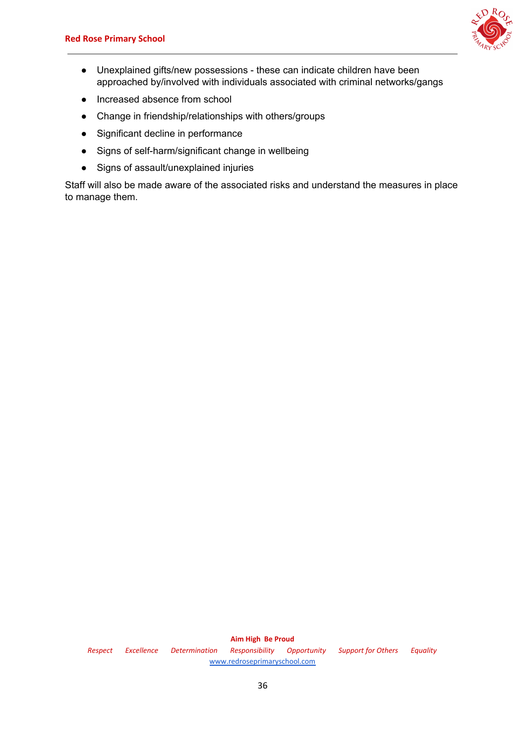- Unexplained gifts/new possessions - these can indicate children have been approached by/involved with individuals associated with criminal networks/gangs
- Increased absence from school
- Change in friendship/relationships with others/groups
- Significant decline in performance
- Signs of self-harm/significant change in wellbeing
- Signs of assault/unexplained injuries

Staff will also be made aware of the associated risks and understand the measures in place to manage them.